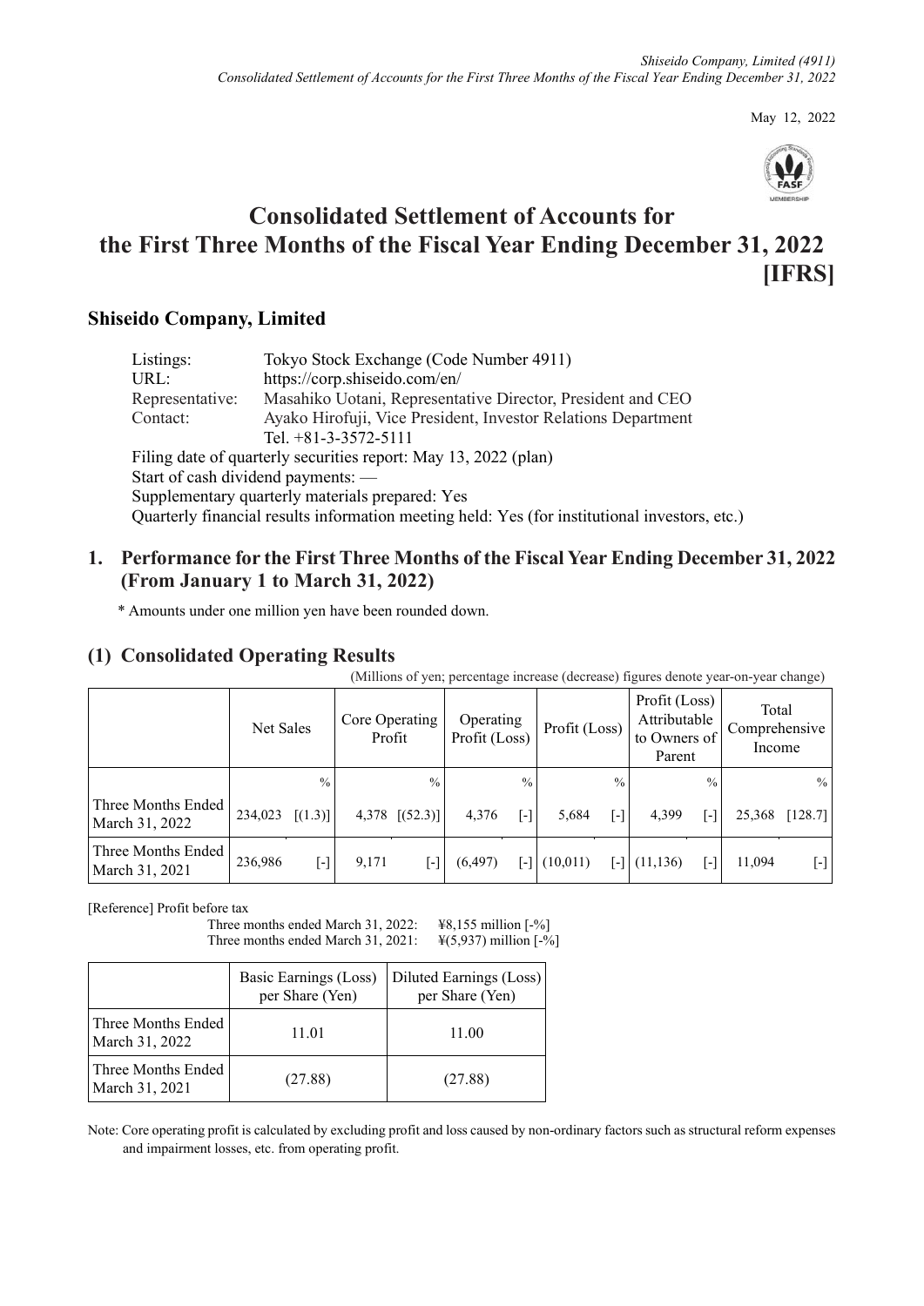May 12, 2022

# Consolidated Settlement of Accounts for the First Three Months of the Fiscal Year Ending December 31, 2022 [IFRS]

## Shiseido Company, Limited

Listings: Tokyo Stock Exchange (Code Number 4911)
URL: https://corp.shiseido.com/en/
Representative: Masahiko Uotani, Representative Director, President and CEO
Contact: Ayako Hirofuji, Vice President, Investor Relations Department
Tel. +81-3-3572-5111

Filing date of quarterly securities report: May 13, 2022 (plan)
Start of cash dividend payments: —
Supplementary quarterly materials prepared: Yes
Quarterly financial results information meeting held: Yes (for institutional investors, etc.)

## 1. Performance for the First Three Months of the Fiscal Year Ending December 31, 2022 (From January 1 to March 31, 2022)

\* Amounts under one million yen have been rounded down.

## (1) Consolidated Operating Results

(Millions of yen; percentage increase (decrease) figures denote year-on-year change)

| | Net Sales | | Core Operating Profit | | Operating Profit (Loss) | | Profit (Loss) | | Profit (Loss) Attributable to Owners of Parent | | Total Comprehensive Income | |
|---|---|---|---|---|---|---|---|---|---|---|---|---|
| | | % | | % | | % | | % | | % | | % |
| Three Months Ended March 31, 2022 | 234,023 | [(1.3)] | 4,378 | [(52.3)] | 4,376 | [-] | 5,684 | [-] | 4,399 | [-] | 25,368 | [128.7] |
| Three Months Ended March 31, 2021 | 236,986 | [-] | 9,171 | [-] | (6,497) | [-] | (10,011) | [-] | (11,136) | [-] | 11,094 | [-] |

[Reference] Profit before tax
Three months ended March 31, 2022: ¥8,155 million [-%]
Three months ended March 31, 2021: ¥(5,937) million [-%]

| | Basic Earnings (Loss) per Share (Yen) | Diluted Earnings (Loss) per Share (Yen) |
|---|---|---|
| Three Months Ended March 31, 2022 | 11.01 | 11.00 |
| Three Months Ended March 31, 2021 | (27.88) | (27.88) |

Note: Core operating profit is calculated by excluding profit and loss caused by non-ordinary factors such as structural reform expenses and impairment losses, etc. from operating profit.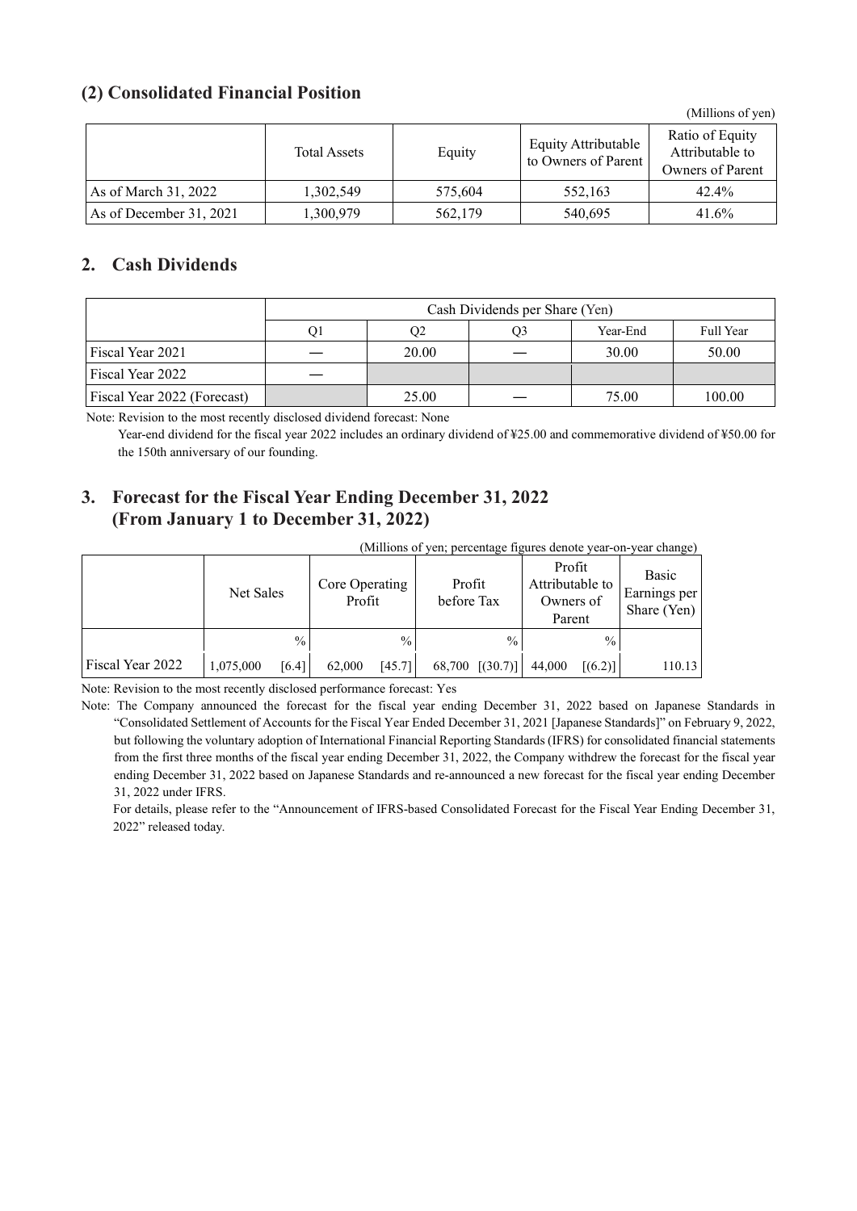## (2) Consolidated Financial Position

(Millions of yen)

| | Total Assets | Equity | Equity Attributable to Owners of Parent | Ratio of Equity Attributable to Owners of Parent |
|---|---|---|---|---|
| As of March 31, 2022 | 1,302,549 | 575,604 | 552,163 | 42.4% |
| As of December 31, 2021 | 1,300,979 | 562,179 | 540,695 | 41.6% |

## 2. Cash Dividends

| | Cash Dividends per Share (Yen) | | | | |
|---|---|---|---|---|---|
| | Q1 | Q2 | Q3 | Year-End | Full Year |
| Fiscal Year 2021 | — | 20.00 | — | 30.00 | 50.00 |
| Fiscal Year 2022 | — | | | | |
| Fiscal Year 2022 (Forecast) | | 25.00 | — | 75.00 | 100.00 |

Note: Revision to the most recently disclosed dividend forecast: None

Year-end dividend for the fiscal year 2022 includes an ordinary dividend of ¥25.00 and commemorative dividend of ¥50.00 for the 150th anniversary of our founding.

## 3. Forecast for the Fiscal Year Ending December 31, 2022 (From January 1 to December 31, 2022)

(Millions of yen; percentage figures denote year-on-year change)

| | Net Sales | | Core Operating Profit | | Profit before Tax | | Profit Attributable to Owners of Parent | | Basic Earnings per Share (Yen) |
|---|---|---|---|---|---|---|---|---|---|
| | | % | | % | | % | | % | |
| Fiscal Year 2022 | 1,075,000 | [6.4] | 62,000 | [45.7] | 68,700 | [(30.7)] | 44,000 | [(6.2)] | 110.13 |

Note: Revision to the most recently disclosed performance forecast: Yes

Note: The Company announced the forecast for the fiscal year ending December 31, 2022 based on Japanese Standards in "Consolidated Settlement of Accounts for the Fiscal Year Ended December 31, 2021 [Japanese Standards]" on February 9, 2022, but following the voluntary adoption of International Financial Reporting Standards (IFRS) for consolidated financial statements from the first three months of the fiscal year ending December 31, 2022, the Company withdrew the forecast for the fiscal year ending December 31, 2022 based on Japanese Standards and re-announced a new forecast for the fiscal year ending December 31, 2022 under IFRS.

For details, please refer to the "Announcement of IFRS-based Consolidated Forecast for the Fiscal Year Ending December 31, 2022" released today.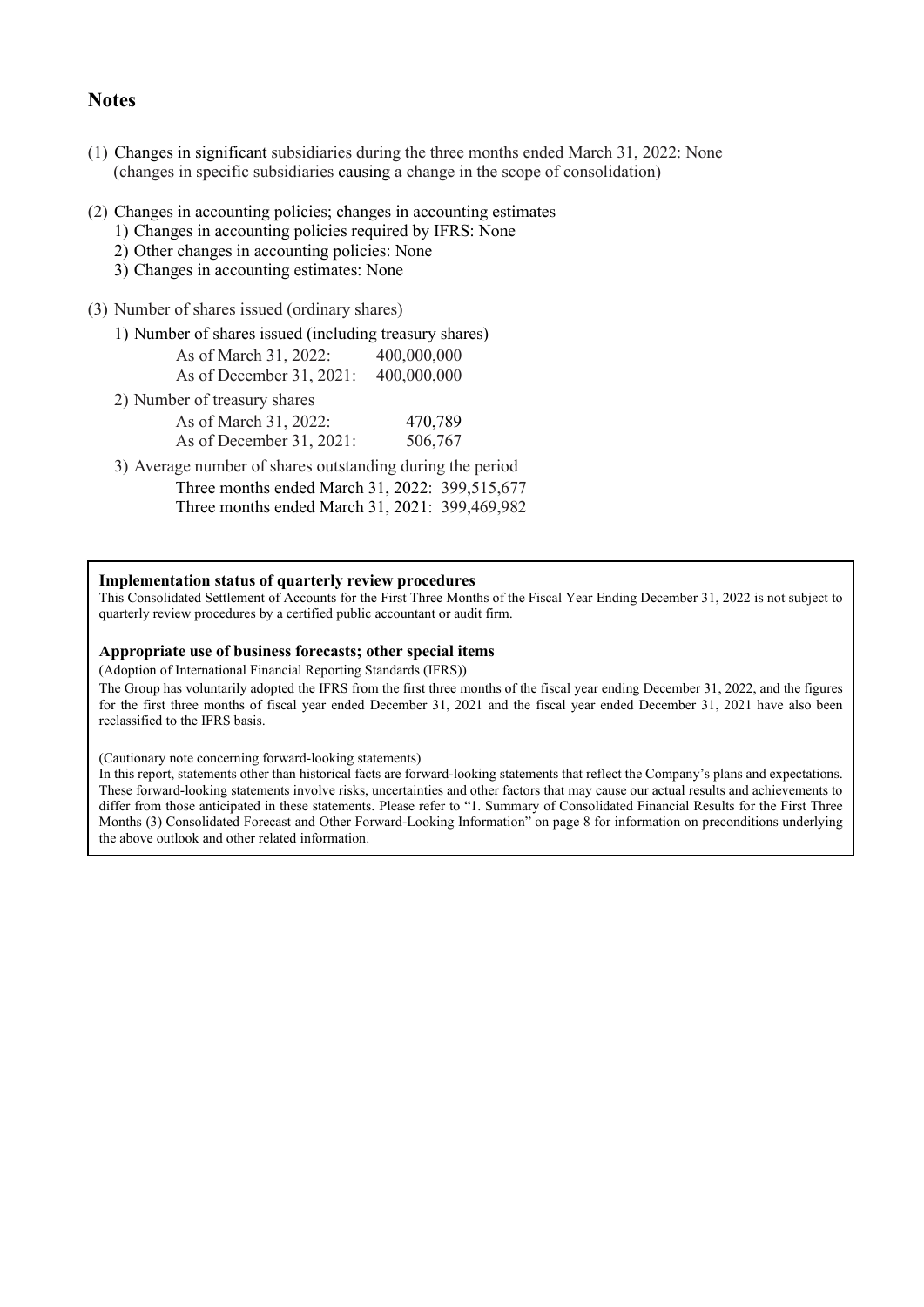## Notes

(1) Changes in significant subsidiaries during the three months ended March 31, 2022: None
(changes in specific subsidiaries causing a change in the scope of consolidation)

(2) Changes in accounting policies; changes in accounting estimates
1) Changes in accounting policies required by IFRS: None
2) Other changes in accounting policies: None
3) Changes in accounting estimates: None

(3) Number of shares issued (ordinary shares)

1) Number of shares issued (including treasury shares)

| | |
|---|---|
| As of March 31, 2022: | 400,000,000 |
| As of December 31, 2021: | 400,000,000 |

2) Number of treasury shares

| | |
|---|---|
| As of March 31, 2022: | 470,789 |
| As of December 31, 2021: | 506,767 |

3) Average number of shares outstanding during the period

| | |
|---|---|
| Three months ended March 31, 2022: | 399,515,677 |
| Three months ended March 31, 2021: | 399,469,982 |

**Implementation status of quarterly review procedures**

This Consolidated Settlement of Accounts for the First Three Months of the Fiscal Year Ending December 31, 2022 is not subject to quarterly review procedures by a certified public accountant or audit firm.

**Appropriate use of business forecasts; other special items**

(Adoption of International Financial Reporting Standards (IFRS))

The Group has voluntarily adopted the IFRS from the first three months of the fiscal year ending December 31, 2022, and the figures for the first three months of fiscal year ended December 31, 2021 and the fiscal year ended December 31, 2021 have also been reclassified to the IFRS basis.

(Cautionary note concerning forward-looking statements)

In this report, statements other than historical facts are forward-looking statements that reflect the Company's plans and expectations. These forward-looking statements involve risks, uncertainties and other factors that may cause our actual results and achievements to differ from those anticipated in these statements. Please refer to "1. Summary of Consolidated Financial Results for the First Three Months (3) Consolidated Forecast and Other Forward-Looking Information" on page 8 for information on preconditions underlying the above outlook and other related information.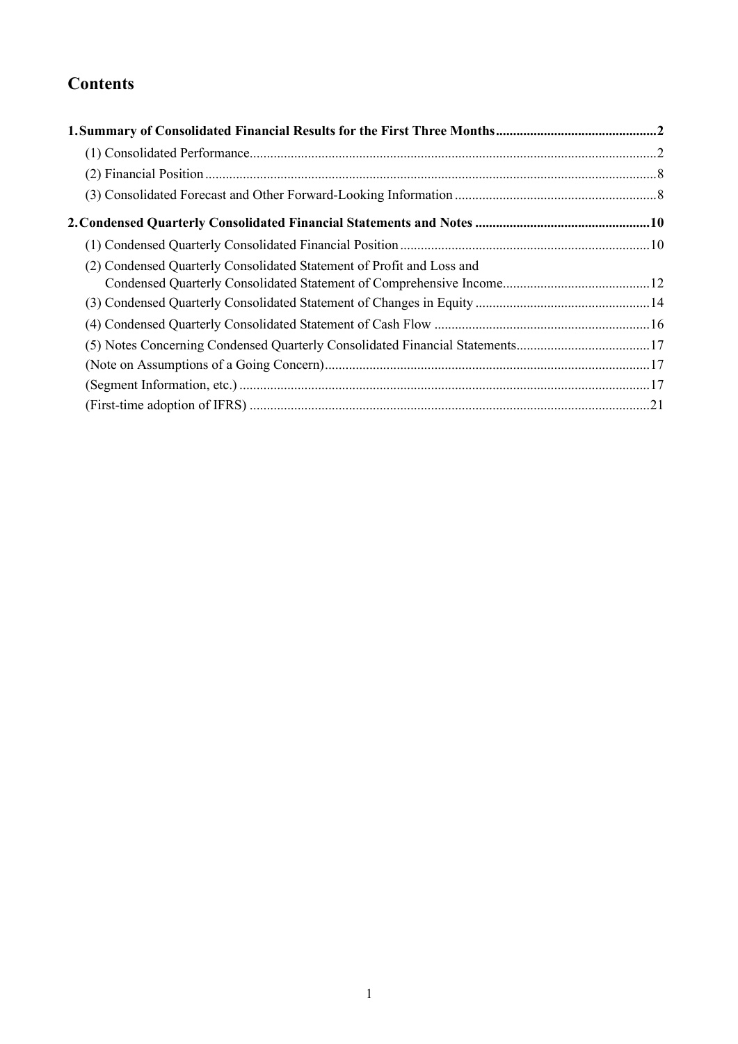# Contents

**1. Summary of Consolidated Financial Results for the First Three Months .............................................. 2**

(1) Consolidated Performance........................................................................................................................ 2

(2) Financial Position ..................................................................................................................................... 8

(3) Consolidated Forecast and Other Forward-Looking Information ........................................................... 8

**2. Condensed Quarterly Consolidated Financial Statements and Notes .................................................. 10**

(1) Condensed Quarterly Consolidated Financial Position ........................................................................ 10

(2) Condensed Quarterly Consolidated Statement of Profit and Loss and
Condensed Quarterly Consolidated Statement of Comprehensive Income.......................................... 12

(3) Condensed Quarterly Consolidated Statement of Changes in Equity .................................................. 14

(4) Condensed Quarterly Consolidated Statement of Cash Flow .............................................................. 16

(5) Notes Concerning Condensed Quarterly Consolidated Financial Statements...................................... 17

(Note on Assumptions of a Going Concern).............................................................................................. 17

(Segment Information, etc.) ....................................................................................................................... 17

(First-time adoption of IFRS) ................................................................................................................... 21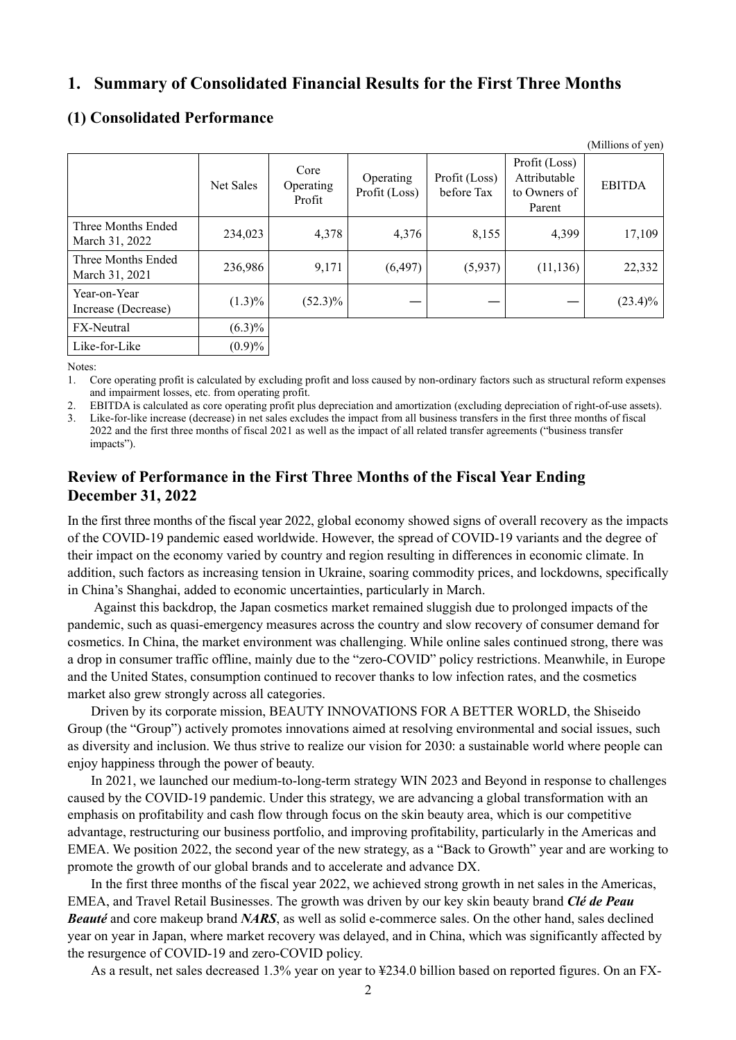# 1. Summary of Consolidated Financial Results for the First Three Months

## (1) Consolidated Performance

(Millions of yen)

| | Net Sales | Core Operating Profit | Operating Profit (Loss) | Profit (Loss) before Tax | Profit (Loss) Attributable to Owners of Parent | EBITDA |
|---|---|---|---|---|---|---|
| Three Months Ended March 31, 2022 | 234,023 | 4,378 | 4,376 | 8,155 | 4,399 | 17,109 |
| Three Months Ended March 31, 2021 | 236,986 | 9,171 | (6,497) | (5,937) | (11,136) | 22,332 |
| Year-on-Year Increase (Decrease) | (1.3)% | (52.3)% | — | — | — | (23.4)% |
| FX-Neutral | (6.3)% | | | | | |
| Like-for-Like | (0.9)% | | | | | |

Notes:

1. Core operating profit is calculated by excluding profit and loss caused by non-ordinary factors such as structural reform expenses and impairment losses, etc. from operating profit.
2. EBITDA is calculated as core operating profit plus depreciation and amortization (excluding depreciation of right-of-use assets).
3. Like-for-like increase (decrease) in net sales excludes the impact from all business transfers in the first three months of fiscal 2022 and the first three months of fiscal 2021 as well as the impact of all related transfer agreements ("business transfer impacts").

## Review of Performance in the First Three Months of the Fiscal Year Ending December 31, 2022

In the first three months of the fiscal year 2022, global economy showed signs of overall recovery as the impacts of the COVID-19 pandemic eased worldwide. However, the spread of COVID-19 variants and the degree of their impact on the economy varied by country and region resulting in differences in economic climate. In addition, such factors as increasing tension in Ukraine, soaring commodity prices, and lockdowns, specifically in China's Shanghai, added to economic uncertainties, particularly in March.

Against this backdrop, the Japan cosmetics market remained sluggish due to prolonged impacts of the pandemic, such as quasi-emergency measures across the country and slow recovery of consumer demand for cosmetics. In China, the market environment was challenging. While online sales continued strong, there was a drop in consumer traffic offline, mainly due to the "zero-COVID" policy restrictions. Meanwhile, in Europe and the United States, consumption continued to recover thanks to low infection rates, and the cosmetics market also grew strongly across all categories.

Driven by its corporate mission, BEAUTY INNOVATIONS FOR A BETTER WORLD, the Shiseido Group (the "Group") actively promotes innovations aimed at resolving environmental and social issues, such as diversity and inclusion. We thus strive to realize our vision for 2030: a sustainable world where people can enjoy happiness through the power of beauty.

In 2021, we launched our medium-to-long-term strategy WIN 2023 and Beyond in response to challenges caused by the COVID-19 pandemic. Under this strategy, we are advancing a global transformation with an emphasis on profitability and cash flow through focus on the skin beauty area, which is our competitive advantage, restructuring our business portfolio, and improving profitability, particularly in the Americas and EMEA. We position 2022, the second year of the new strategy, as a "Back to Growth" year and are working to promote the growth of our global brands and to accelerate and advance DX.

In the first three months of the fiscal year 2022, we achieved strong growth in net sales in the Americas, EMEA, and Travel Retail Businesses. The growth was driven by our key skin beauty brand ***Clé de Peau Beauté*** and core makeup brand ***NARS***, as well as solid e-commerce sales. On the other hand, sales declined year on year in Japan, where market recovery was delayed, and in China, which was significantly affected by the resurgence of COVID-19 and zero-COVID policy.

As a result, net sales decreased 1.3% year on year to ¥234.0 billion based on reported figures. On an FX-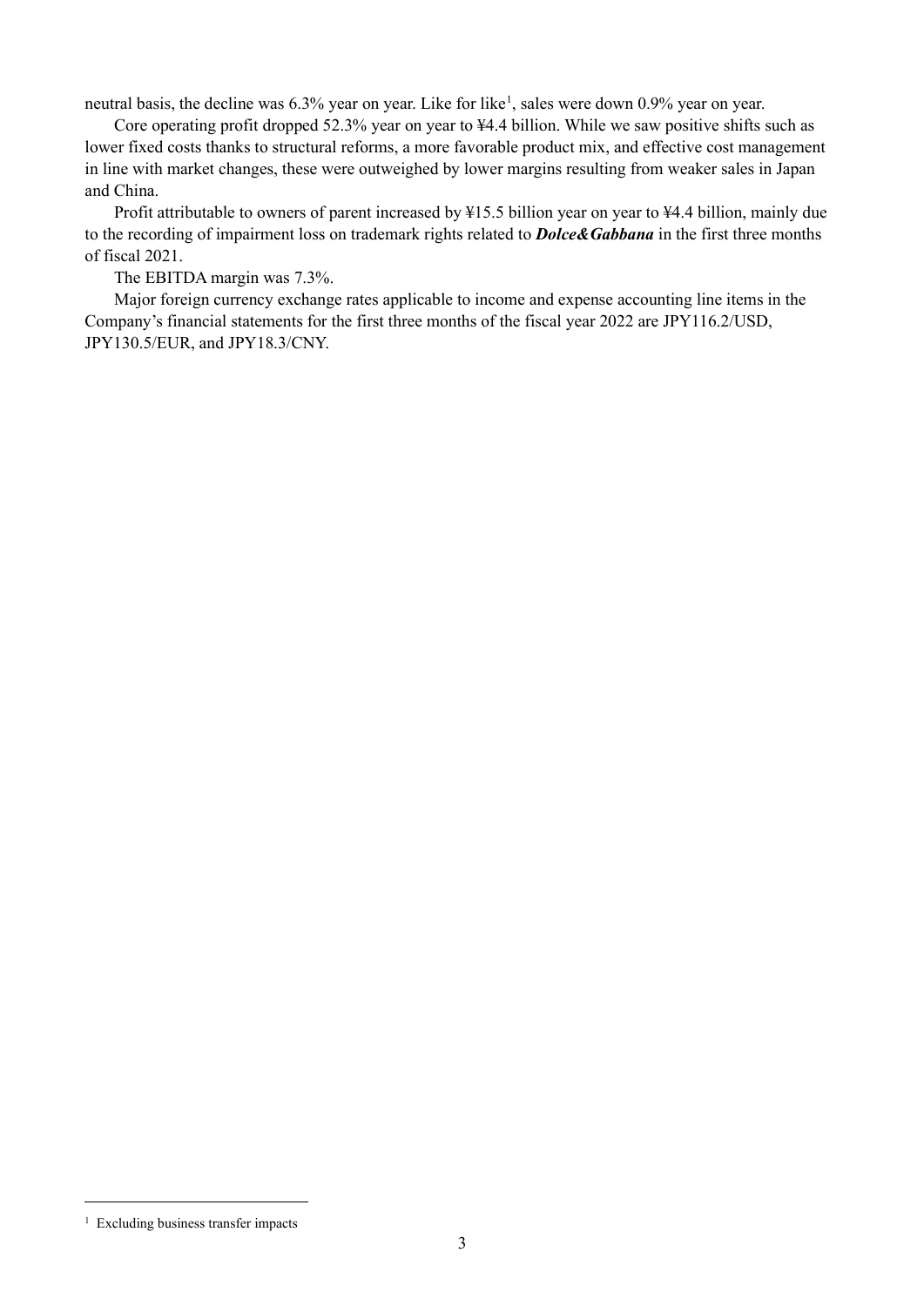neutral basis, the decline was 6.3% year on year. Like for like[1], sales were down 0.9% year on year.

Core operating profit dropped 52.3% year on year to ¥4.4 billion. While we saw positive shifts such as lower fixed costs thanks to structural reforms, a more favorable product mix, and effective cost management in line with market changes, these were outweighed by lower margins resulting from weaker sales in Japan and China.

Profit attributable to owners of parent increased by ¥15.5 billion year on year to ¥4.4 billion, mainly due to the recording of impairment loss on trademark rights related to ***Dolce&Gabbana*** in the first three months of fiscal 2021.

The EBITDA margin was 7.3%.

Major foreign currency exchange rates applicable to income and expense accounting line items in the Company's financial statements for the first three months of the fiscal year 2022 are JPY116.2/USD, JPY130.5/EUR, and JPY18.3/CNY.

---

[1] Excluding business transfer impacts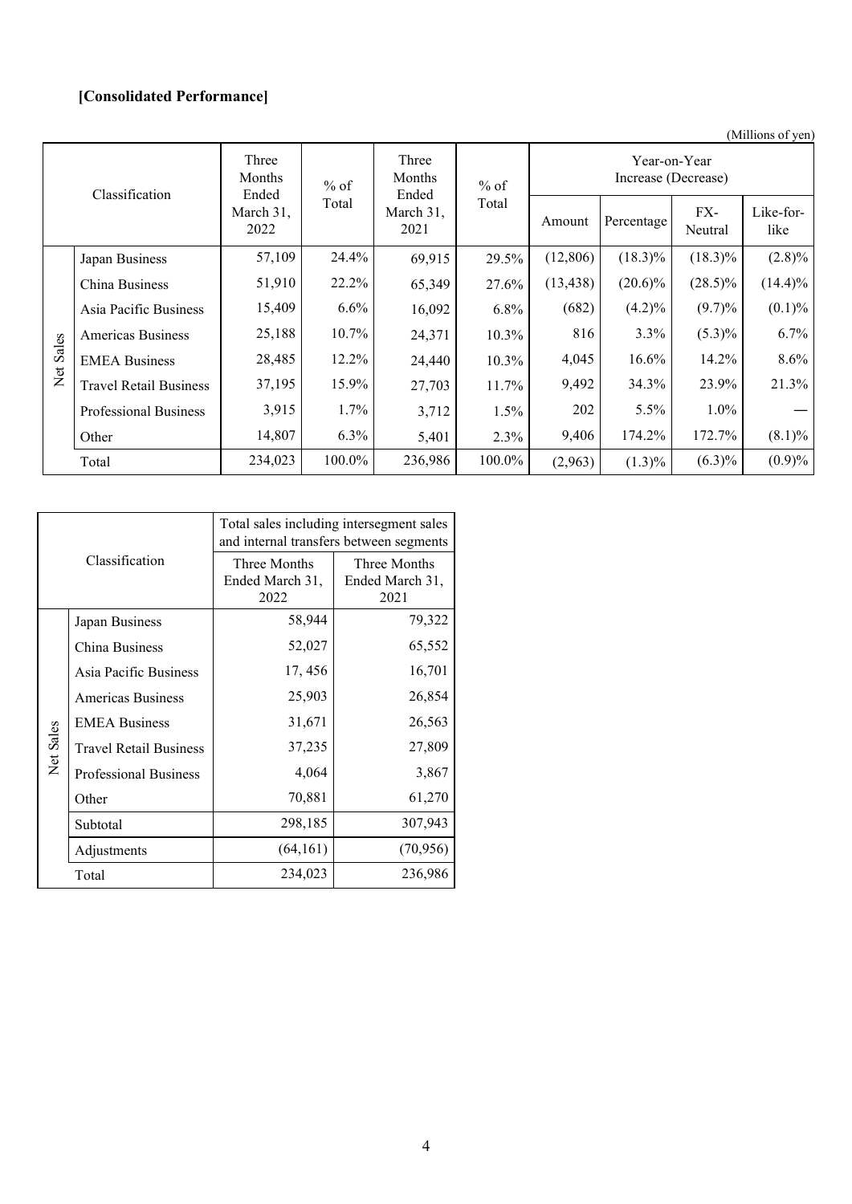**[Consolidated Performance]**

(Millions of yen)

| Classification | | Three Months Ended March 31, 2022 | % of Total | Three Months Ended March 31, 2021 | % of Total | Year-on-Year Increase (Decrease) | | | |
|---|---|---|---|---|---|---|---|---|---|
| | | | | | | Amount | Percentage | FX-Neutral | Like-for-like |
| Net Sales | Japan Business | 57,109 | 24.4% | 69,915 | 29.5% | (12,806) | (18.3)% | (18.3)% | (2.8)% |
| | China Business | 51,910 | 22.2% | 65,349 | 27.6% | (13,438) | (20.6)% | (28.5)% | (14.4)% |
| | Asia Pacific Business | 15,409 | 6.6% | 16,092 | 6.8% | (682) | (4.2)% | (9.7)% | (0.1)% |
| | Americas Business | 25,188 | 10.7% | 24,371 | 10.3% | 816 | 3.3% | (5.3)% | 6.7% |
| | EMEA Business | 28,485 | 12.2% | 24,440 | 10.3% | 4,045 | 16.6% | 14.2% | 8.6% |
| | Travel Retail Business | 37,195 | 15.9% | 27,703 | 11.7% | 9,492 | 34.3% | 23.9% | 21.3% |
| | Professional Business | 3,915 | 1.7% | 3,712 | 1.5% | 202 | 5.5% | 1.0% | — |
| | Other | 14,807 | 6.3% | 5,401 | 2.3% | 9,406 | 174.2% | 172.7% | (8.1)% |
| | Total | 234,023 | 100.0% | 236,986 | 100.0% | (2,963) | (1.3)% | (6.3)% | (0.9)% |

| Classification | | Total sales including intersegment sales and internal transfers between segments | |
|---|---|---|---|
| | | Three Months Ended March 31, 2022 | Three Months Ended March 31, 2021 |
| Net Sales | Japan Business | 58,944 | 79,322 |
| | China Business | 52,027 | 65,552 |
| | Asia Pacific Business | 17, 456 | 16,701 |
| | Americas Business | 25,903 | 26,854 |
| | EMEA Business | 31,671 | 26,563 |
| | Travel Retail Business | 37,235 | 27,809 |
| | Professional Business | 4,064 | 3,867 |
| | Other | 70,881 | 61,270 |
| | Subtotal | 298,185 | 307,943 |
| | Adjustments | (64,161) | (70,956) |
| | Total | 234,023 | 236,986 |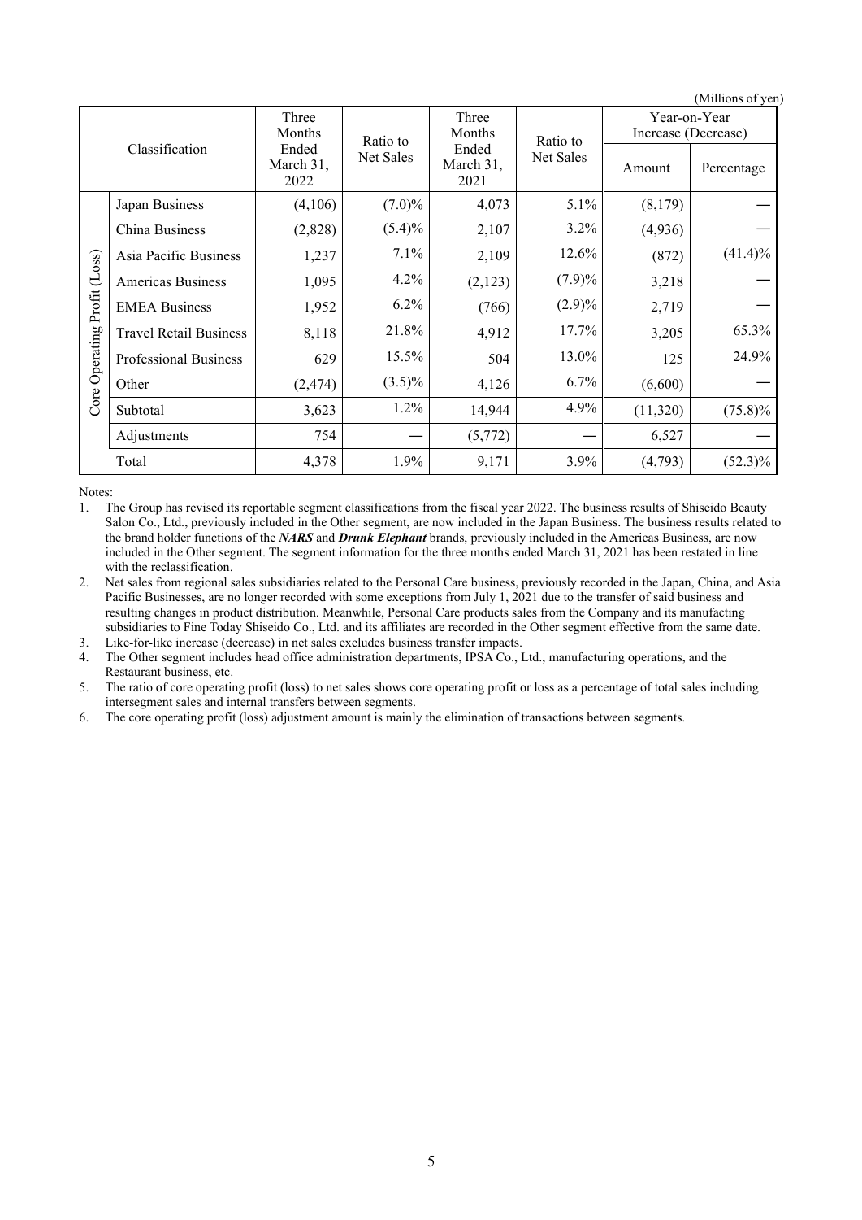(Millions of yen)

| | Classification | Three Months Ended March 31, 2022 | Ratio to Net Sales | Three Months Ended March 31, 2021 | Ratio to Net Sales | Year-on-Year Increase (Decrease) | |
|---|---|---|---|---|---|---|---|
| | | | | | | Amount | Percentage |
| Core Operating Profit (Loss) | Japan Business | (4,106) | (7.0)% | 4,073 | 5.1% | (8,179) | — |
| | China Business | (2,828) | (5.4)% | 2,107 | 3.2% | (4,936) | — |
| | Asia Pacific Business | 1,237 | 7.1% | 2,109 | 12.6% | (872) | (41.4)% |
| | Americas Business | 1,095 | 4.2% | (2,123) | (7.9)% | 3,218 | — |
| | EMEA Business | 1,952 | 6.2% | (766) | (2.9)% | 2,719 | — |
| | Travel Retail Business | 8,118 | 21.8% | 4,912 | 17.7% | 3,205 | 65.3% |
| | Professional Business | 629 | 15.5% | 504 | 13.0% | 125 | 24.9% |
| | Other | (2,474) | (3.5)% | 4,126 | 6.7% | (6,600) | — |
| | Subtotal | 3,623 | 1.2% | 14,944 | 4.9% | (11,320) | (75.8)% |
| | Adjustments | 754 | — | (5,772) | — | 6,527 | — |
| Total | | 4,378 | 1.9% | 9,171 | 3.9% | (4,793) | (52.3)% |

Notes:

1. The Group has revised its reportable segment classifications from the fiscal year 2022. The business results of Shiseido Beauty Salon Co., Ltd., previously included in the Other segment, are now included in the Japan Business. The business results related to the brand holder functions of the ***NARS*** and ***Drunk Elephant*** brands, previously included in the Americas Business, are now included in the Other segment. The segment information for the three months ended March 31, 2021 has been restated in line with the reclassification.
2. Net sales from regional sales subsidiaries related to the Personal Care business, previously recorded in the Japan, China, and Asia Pacific Businesses, are no longer recorded with some exceptions from July 1, 2021 due to the transfer of said business and resulting changes in product distribution. Meanwhile, Personal Care products sales from the Company and its manufacting subsidiaries to Fine Today Shiseido Co., Ltd. and its affiliates are recorded in the Other segment effective from the same date.
3. Like-for-like increase (decrease) in net sales excludes business transfer impacts.
4. The Other segment includes head office administration departments, IPSA Co., Ltd., manufacturing operations, and the Restaurant business, etc.
5. The ratio of core operating profit (loss) to net sales shows core operating profit or loss as a percentage of total sales including intersegment sales and internal transfers between segments.
6. The core operating profit (loss) adjustment amount is mainly the elimination of transactions between segments.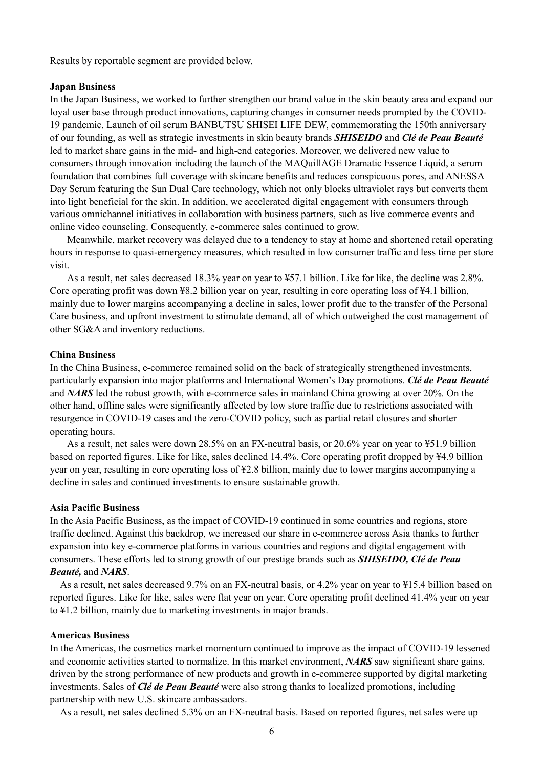Results by reportable segment are provided below.

**Japan Business**

In the Japan Business, we worked to further strengthen our brand value in the skin beauty area and expand our loyal user base through product innovations, capturing changes in consumer needs prompted by the COVID-19 pandemic. Launch of oil serum BANBUTSU SHISEI LIFE DEW, commemorating the 150th anniversary of our founding, as well as strategic investments in skin beauty brands ***SHISEIDO*** and ***Clé de Peau Beauté*** led to market share gains in the mid- and high-end categories. Moreover, we delivered new value to consumers through innovation including the launch of the MAQuillAGE Dramatic Essence Liquid, a serum foundation that combines full coverage with skincare benefits and reduces conspicuous pores, and ANESSA Day Serum featuring the Sun Dual Care technology, which not only blocks ultraviolet rays but converts them into light beneficial for the skin. In addition, we accelerated digital engagement with consumers through various omnichannel initiatives in collaboration with business partners, such as live commerce events and online video counseling. Consequently, e-commerce sales continued to grow.

Meanwhile, market recovery was delayed due to a tendency to stay at home and shortened retail operating hours in response to quasi-emergency measures, which resulted in low consumer traffic and less time per store visit.

As a result, net sales decreased 18.3% year on year to ¥57.1 billion. Like for like, the decline was 2.8%. Core operating profit was down ¥8.2 billion year on year, resulting in core operating loss of ¥4.1 billion, mainly due to lower margins accompanying a decline in sales, lower profit due to the transfer of the Personal Care business, and upfront investment to stimulate demand, all of which outweighed the cost management of other SG&A and inventory reductions.

**China Business**

In the China Business, e-commerce remained solid on the back of strategically strengthened investments, particularly expansion into major platforms and International Women's Day promotions. ***Clé de Peau Beauté*** and ***NARS*** led the robust growth, with e-commerce sales in mainland China growing at over 20%. On the other hand, offline sales were significantly affected by low store traffic due to restrictions associated with resurgence in COVID-19 cases and the zero-COVID policy, such as partial retail closures and shorter operating hours.

As a result, net sales were down 28.5% on an FX-neutral basis, or 20.6% year on year to ¥51.9 billion based on reported figures. Like for like, sales declined 14.4%. Core operating profit dropped by ¥4.9 billion year on year, resulting in core operating loss of ¥2.8 billion, mainly due to lower margins accompanying a decline in sales and continued investments to ensure sustainable growth.

**Asia Pacific Business**

In the Asia Pacific Business, as the impact of COVID-19 continued in some countries and regions, store traffic declined. Against this backdrop, we increased our share in e-commerce across Asia thanks to further expansion into key e-commerce platforms in various countries and regions and digital engagement with consumers. These efforts led to strong growth of our prestige brands such as ***SHISEIDO, Clé de Peau Beauté,*** and ***NARS***.

As a result, net sales decreased 9.7% on an FX-neutral basis, or 4.2% year on year to ¥15.4 billion based on reported figures. Like for like, sales were flat year on year. Core operating profit declined 41.4% year on year to ¥1.2 billion, mainly due to marketing investments in major brands.

**Americas Business**

In the Americas, the cosmetics market momentum continued to improve as the impact of COVID-19 lessened and economic activities started to normalize. In this market environment, ***NARS*** saw significant share gains, driven by the strong performance of new products and growth in e-commerce supported by digital marketing investments. Sales of ***Clé de Peau Beauté*** were also strong thanks to localized promotions, including partnership with new U.S. skincare ambassadors.

As a result, net sales declined 5.3% on an FX-neutral basis. Based on reported figures, net sales were up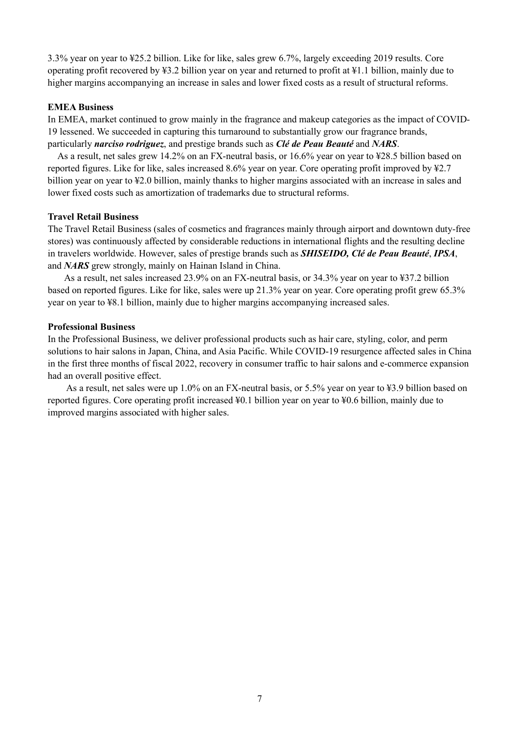3.3% year on year to ¥25.2 billion. Like for like, sales grew 6.7%, largely exceeding 2019 results. Core operating profit recovered by ¥3.2 billion year on year and returned to profit at ¥1.1 billion, mainly due to higher margins accompanying an increase in sales and lower fixed costs as a result of structural reforms.

**EMEA Business**

In EMEA, market continued to grow mainly in the fragrance and makeup categories as the impact of COVID-19 lessened. We succeeded in capturing this turnaround to substantially grow our fragrance brands, particularly ***narciso rodriguez***, and prestige brands such as ***Clé de Peau Beauté*** and ***NARS***.

As a result, net sales grew 14.2% on an FX-neutral basis, or 16.6% year on year to ¥28.5 billion based on reported figures. Like for like, sales increased 8.6% year on year. Core operating profit improved by ¥2.7 billion year on year to ¥2.0 billion, mainly thanks to higher margins associated with an increase in sales and lower fixed costs such as amortization of trademarks due to structural reforms.

**Travel Retail Business**

The Travel Retail Business (sales of cosmetics and fragrances mainly through airport and downtown duty-free stores) was continuously affected by considerable reductions in international flights and the resulting decline in travelers worldwide. However, sales of prestige brands such as ***SHISEIDO, Clé de Peau Beauté***, ***IPSA***, and ***NARS*** grew strongly, mainly on Hainan Island in China.

As a result, net sales increased 23.9% on an FX-neutral basis, or 34.3% year on year to ¥37.2 billion based on reported figures. Like for like, sales were up 21.3% year on year. Core operating profit grew 65.3% year on year to ¥8.1 billion, mainly due to higher margins accompanying increased sales.

**Professional Business**

In the Professional Business, we deliver professional products such as hair care, styling, color, and perm solutions to hair salons in Japan, China, and Asia Pacific. While COVID-19 resurgence affected sales in China in the first three months of fiscal 2022, recovery in consumer traffic to hair salons and e-commerce expansion had an overall positive effect.

As a result, net sales were up 1.0% on an FX-neutral basis, or 5.5% year on year to ¥3.9 billion based on reported figures. Core operating profit increased ¥0.1 billion year on year to ¥0.6 billion, mainly due to improved margins associated with higher sales.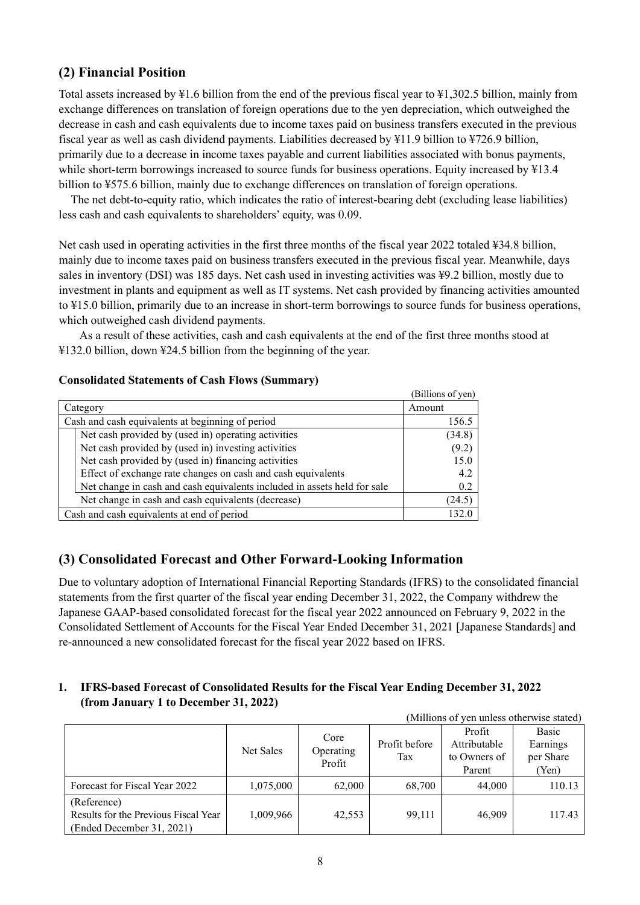## (2) Financial Position

Total assets increased by ¥1.6 billion from the end of the previous fiscal year to ¥1,302.5 billion, mainly from exchange differences on translation of foreign operations due to the yen depreciation, which outweighed the decrease in cash and cash equivalents due to income taxes paid on business transfers executed in the previous fiscal year as well as cash dividend payments. Liabilities decreased by ¥11.9 billion to ¥726.9 billion, primarily due to a decrease in income taxes payable and current liabilities associated with bonus payments, while short-term borrowings increased to source funds for business operations. Equity increased by ¥13.4 billion to ¥575.6 billion, mainly due to exchange differences on translation of foreign operations.

The net debt-to-equity ratio, which indicates the ratio of interest-bearing debt (excluding lease liabilities) less cash and cash equivalents to shareholders' equity, was 0.09.

Net cash used in operating activities in the first three months of the fiscal year 2022 totaled ¥34.8 billion, mainly due to income taxes paid on business transfers executed in the previous fiscal year. Meanwhile, days sales in inventory (DSI) was 185 days. Net cash used in investing activities was ¥9.2 billion, mostly due to investment in plants and equipment as well as IT systems. Net cash provided by financing activities amounted to ¥15.0 billion, primarily due to an increase in short-term borrowings to source funds for business operations, which outweighed cash dividend payments.

As a result of these activities, cash and cash equivalents at the end of the first three months stood at ¥132.0 billion, down ¥24.5 billion from the beginning of the year.

**Consolidated Statements of Cash Flows (Summary)**

(Billions of yen)

| Category | Amount |
|---|---|
| Cash and cash equivalents at beginning of period | 156.5 |
| Net cash provided by (used in) operating activities | (34.8) |
| Net cash provided by (used in) investing activities | (9.2) |
| Net cash provided by (used in) financing activities | 15.0 |
| Effect of exchange rate changes on cash and cash equivalents | 4.2 |
| Net change in cash and cash equivalents included in assets held for sale | 0.2 |
| Net change in cash and cash equivalents (decrease) | (24.5) |
| Cash and cash equivalents at end of period | 132.0 |

## (3) Consolidated Forecast and Other Forward-Looking Information

Due to voluntary adoption of International Financial Reporting Standards (IFRS) to the consolidated financial statements from the first quarter of the fiscal year ending December 31, 2022, the Company withdrew the Japanese GAAP-based consolidated forecast for the fiscal year 2022 announced on February 9, 2022 in the Consolidated Settlement of Accounts for the Fiscal Year Ended December 31, 2021 [Japanese Standards] and re-announced a new consolidated forecast for the fiscal year 2022 based on IFRS.

**1. IFRS-based Forecast of Consolidated Results for the Fiscal Year Ending December 31, 2022 (from January 1 to December 31, 2022)**

(Millions of yen unless otherwise stated)

| | Net Sales | Core Operating Profit | Profit before Tax | Profit Attributable to Owners of Parent | Basic Earnings per Share (Yen) |
|---|---|---|---|---|---|
| Forecast for Fiscal Year 2022 | 1,075,000 | 62,000 | 68,700 | 44,000 | 110.13 |
| (Reference) Results for the Previous Fiscal Year (Ended December 31, 2021) | 1,009,966 | 42,553 | 99,111 | 46,909 | 117.43 |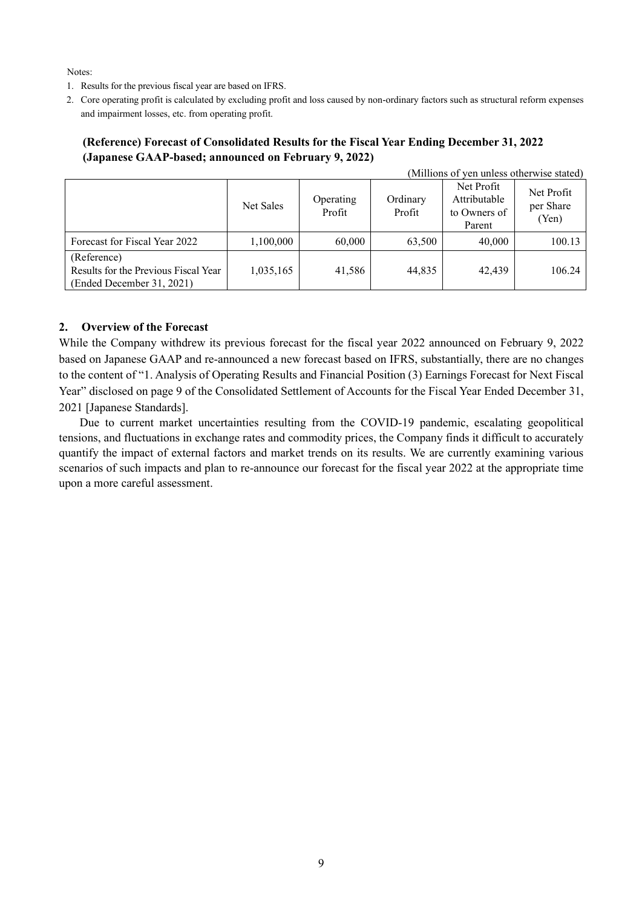Notes:

1. Results for the previous fiscal year are based on IFRS.
2. Core operating profit is calculated by excluding profit and loss caused by non-ordinary factors such as structural reform expenses and impairment losses, etc. from operating profit.

**(Reference) Forecast of Consolidated Results for the Fiscal Year Ending December 31, 2022 (Japanese GAAP-based; announced on February 9, 2022)**

(Millions of yen unless otherwise stated)

| | Net Sales | Operating Profit | Ordinary Profit | Net Profit Attributable to Owners of Parent | Net Profit per Share (Yen) |
|---|---|---|---|---|---|
| Forecast for Fiscal Year 2022 | 1,100,000 | 60,000 | 63,500 | 40,000 | 100.13 |
| (Reference) Results for the Previous Fiscal Year (Ended December 31, 2021) | 1,035,165 | 41,586 | 44,835 | 42,439 | 106.24 |

## 2. Overview of the Forecast

While the Company withdrew its previous forecast for the fiscal year 2022 announced on February 9, 2022 based on Japanese GAAP and re-announced a new forecast based on IFRS, substantially, there are no changes to the content of "1. Analysis of Operating Results and Financial Position (3) Earnings Forecast for Next Fiscal Year" disclosed on page 9 of the Consolidated Settlement of Accounts for the Fiscal Year Ended December 31, 2021 [Japanese Standards].

Due to current market uncertainties resulting from the COVID-19 pandemic, escalating geopolitical tensions, and fluctuations in exchange rates and commodity prices, the Company finds it difficult to accurately quantify the impact of external factors and market trends on its results. We are currently examining various scenarios of such impacts and plan to re-announce our forecast for the fiscal year 2022 at the appropriate time upon a more careful assessment.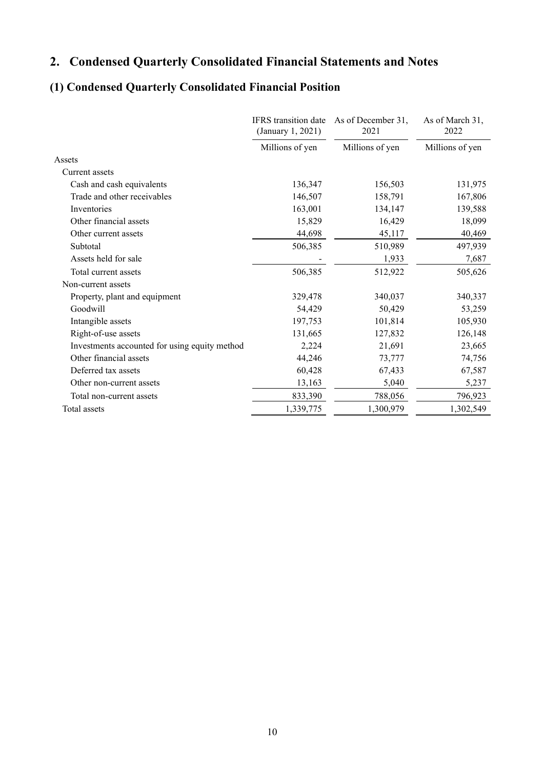## 2. Condensed Quarterly Consolidated Financial Statements and Notes

## (1) Condensed Quarterly Consolidated Financial Position

| | IFRS transition date (January 1, 2021) | As of December 31, 2021 | As of March 31, 2022 |
|---|---|---|---|
| | Millions of yen | Millions of yen | Millions of yen |
| Assets | | | |
| Current assets | | | |
| Cash and cash equivalents | 136,347 | 156,503 | 131,975 |
| Trade and other receivables | 146,507 | 158,791 | 167,806 |
| Inventories | 163,001 | 134,147 | 139,588 |
| Other financial assets | 15,829 | 16,429 | 18,099 |
| Other current assets | 44,698 | 45,117 | 40,469 |
| Subtotal | 506,385 | 510,989 | 497,939 |
| Assets held for sale | - | 1,933 | 7,687 |
| Total current assets | 506,385 | 512,922 | 505,626 |
| Non-current assets | | | |
| Property, plant and equipment | 329,478 | 340,037 | 340,337 |
| Goodwill | 54,429 | 50,429 | 53,259 |
| Intangible assets | 197,753 | 101,814 | 105,930 |
| Right-of-use assets | 131,665 | 127,832 | 126,148 |
| Investments accounted for using equity method | 2,224 | 21,691 | 23,665 |
| Other financial assets | 44,246 | 73,777 | 74,756 |
| Deferred tax assets | 60,428 | 67,433 | 67,587 |
| Other non-current assets | 13,163 | 5,040 | 5,237 |
| Total non-current assets | 833,390 | 788,056 | 796,923 |
| Total assets | 1,339,775 | 1,300,979 | 1,302,549 |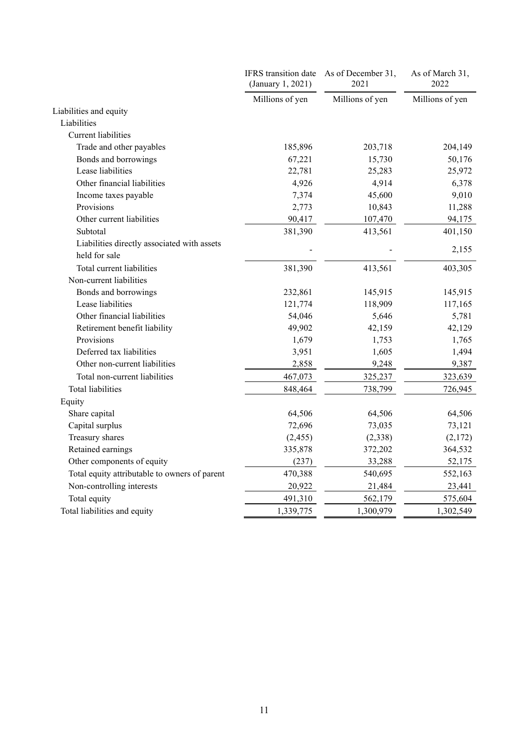| | IFRS transition date (January 1, 2021) | As of December 31, 2021 | As of March 31, 2022 |
|---|---|---|---|
| | Millions of yen | Millions of yen | Millions of yen |
| Liabilities and equity | | | |
| Liabilities | | | |
| Current liabilities | | | |
| Trade and other payables | 185,896 | 203,718 | 204,149 |
| Bonds and borrowings | 67,221 | 15,730 | 50,176 |
| Lease liabilities | 22,781 | 25,283 | 25,972 |
| Other financial liabilities | 4,926 | 4,914 | 6,378 |
| Income taxes payable | 7,374 | 45,600 | 9,010 |
| Provisions | 2,773 | 10,843 | 11,288 |
| Other current liabilities | 90,417 | 107,470 | 94,175 |
| Subtotal | 381,390 | 413,561 | 401,150 |
| Liabilities directly associated with assets held for sale | - | - | 2,155 |
| Total current liabilities | 381,390 | 413,561 | 403,305 |
| Non-current liabilities | | | |
| Bonds and borrowings | 232,861 | 145,915 | 145,915 |
| Lease liabilities | 121,774 | 118,909 | 117,165 |
| Other financial liabilities | 54,046 | 5,646 | 5,781 |
| Retirement benefit liability | 49,902 | 42,159 | 42,129 |
| Provisions | 1,679 | 1,753 | 1,765 |
| Deferred tax liabilities | 3,951 | 1,605 | 1,494 |
| Other non-current liabilities | 2,858 | 9,248 | 9,387 |
| Total non-current liabilities | 467,073 | 325,237 | 323,639 |
| Total liabilities | 848,464 | 738,799 | 726,945 |
| Equity | | | |
| Share capital | 64,506 | 64,506 | 64,506 |
| Capital surplus | 72,696 | 73,035 | 73,121 |
| Treasury shares | (2,455) | (2,338) | (2,172) |
| Retained earnings | 335,878 | 372,202 | 364,532 |
| Other components of equity | (237) | 33,288 | 52,175 |
| Total equity attributable to owners of parent | 470,388 | 540,695 | 552,163 |
| Non-controlling interests | 20,922 | 21,484 | 23,441 |
| Total equity | 491,310 | 562,179 | 575,604 |
| Total liabilities and equity | 1,339,775 | 1,300,979 | 1,302,549 |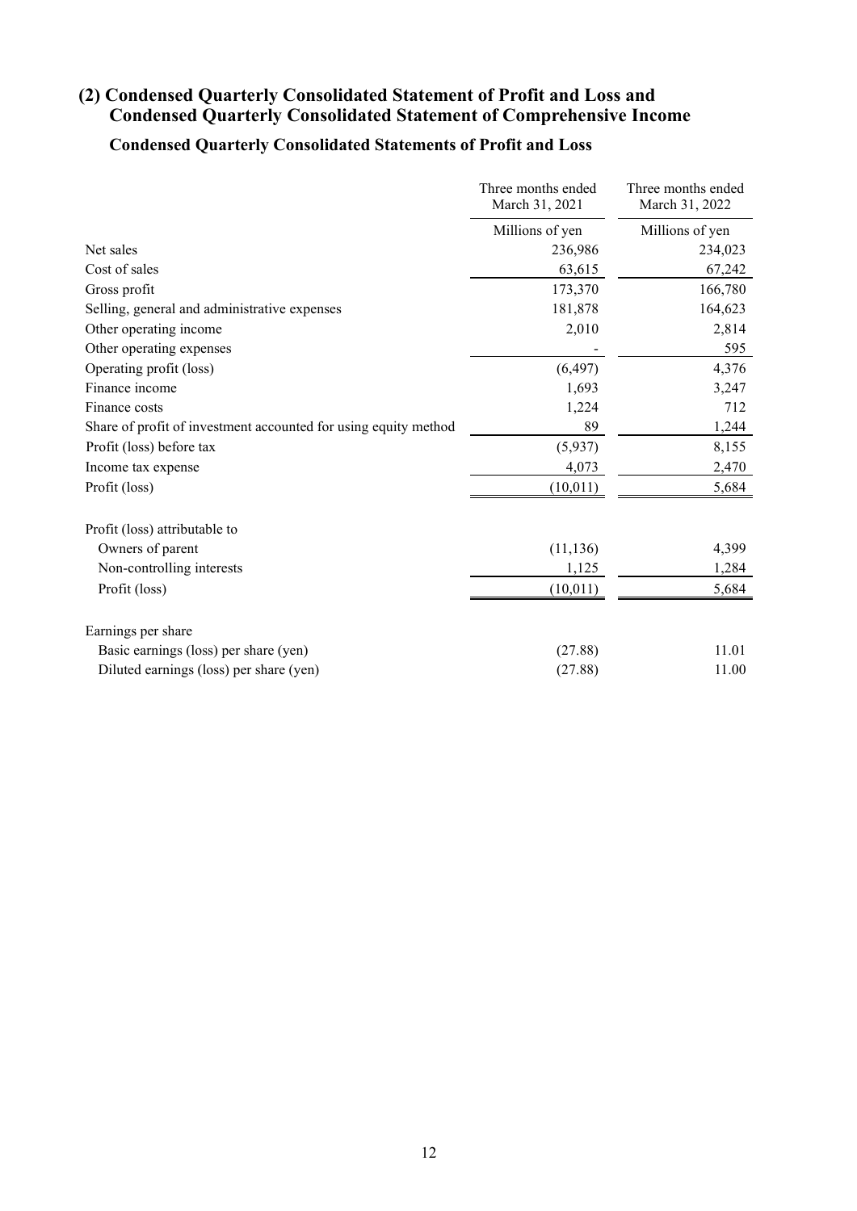## (2) Condensed Quarterly Consolidated Statement of Profit and Loss and Condensed Quarterly Consolidated Statement of Comprehensive Income

### Condensed Quarterly Consolidated Statements of Profit and Loss

| | Three months ended March 31, 2021 | Three months ended March 31, 2022 |
|---|---|---|
| | Millions of yen | Millions of yen |
| Net sales | 236,986 | 234,023 |
| Cost of sales | 63,615 | 67,242 |
| Gross profit | 173,370 | 166,780 |
| Selling, general and administrative expenses | 181,878 | 164,623 |
| Other operating income | 2,010 | 2,814 |
| Other operating expenses | - | 595 |
| Operating profit (loss) | (6,497) | 4,376 |
| Finance income | 1,693 | 3,247 |
| Finance costs | 1,224 | 712 |
| Share of profit of investment accounted for using equity method | 89 | 1,244 |
| Profit (loss) before tax | (5,937) | 8,155 |
| Income tax expense | 4,073 | 2,470 |
| Profit (loss) | (10,011) | 5,684 |
| | | |
| Profit (loss) attributable to | | |
| Owners of parent | (11,136) | 4,399 |
| Non-controlling interests | 1,125 | 1,284 |
| Profit (loss) | (10,011) | 5,684 |
| | | |
| Earnings per share | | |
| Basic earnings (loss) per share (yen) | (27.88) | 11.01 |
| Diluted earnings (loss) per share (yen) | (27.88) | 11.00 |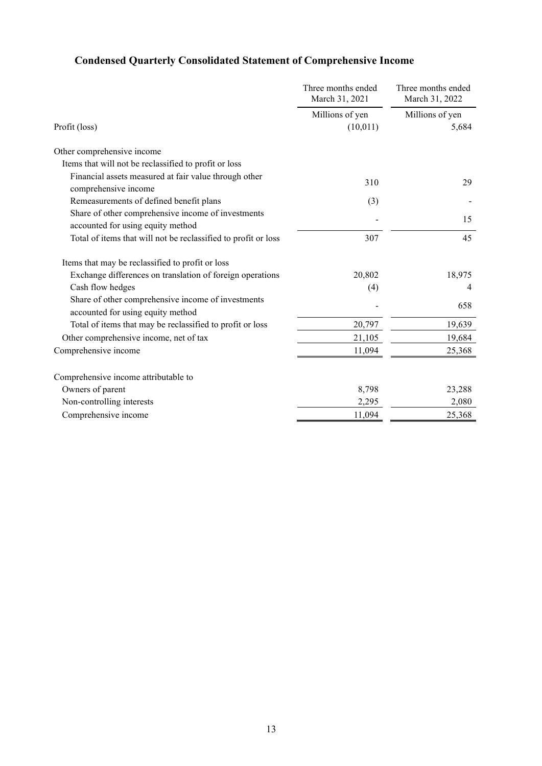## Condensed Quarterly Consolidated Statement of Comprehensive Income

| | Three months ended March 31, 2021 | Three months ended March 31, 2022 |
|---|---|---|
| | Millions of yen | Millions of yen |
| Profit (loss) | (10,011) | 5,684 |
| Other comprehensive income | | |
| Items that will not be reclassified to profit or loss | | |
| Financial assets measured at fair value through other comprehensive income | 310 | 29 |
| Remeasurements of defined benefit plans | (3) | - |
| Share of other comprehensive income of investments accounted for using equity method | - | 15 |
| Total of items that will not be reclassified to profit or loss | 307 | 45 |
| Items that may be reclassified to profit or loss | | |
| Exchange differences on translation of foreign operations | 20,802 | 18,975 |
| Cash flow hedges | (4) | 4 |
| Share of other comprehensive income of investments accounted for using equity method | - | 658 |
| Total of items that may be reclassified to profit or loss | 20,797 | 19,639 |
| Other comprehensive income, net of tax | 21,105 | 19,684 |
| Comprehensive income | 11,094 | 25,368 |
| Comprehensive income attributable to | | |
| Owners of parent | 8,798 | 23,288 |
| Non-controlling interests | 2,295 | 2,080 |
| Comprehensive income | 11,094 | 25,368 |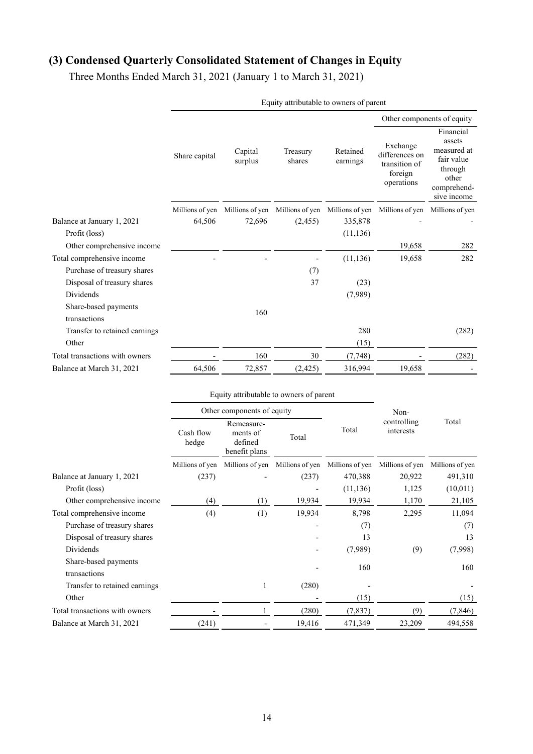## (3) Condensed Quarterly Consolidated Statement of Changes in Equity

Three Months Ended March 31, 2021 (January 1 to March 31, 2021)

| | Equity attributable to owners of parent | | | | | |
|---|---|---|---|---|---|---|
| | | | | | Other components of equity | |
| | Share capital | Capital surplus | Treasury shares | Retained earnings | Exchange differences on transition of foreign operations | Financial assets measured at fair value through other comprehensive income |
| | Millions of yen | Millions of yen | Millions of yen | Millions of yen | Millions of yen | Millions of yen |
| Balance at January 1, 2021 | 64,506 | 72,696 | (2,455) | 335,878 | - | - |
| Profit (loss) | | | | (11,136) | | |
| Other comprehensive income | | | | | 19,658 | 282 |
| Total comprehensive income | - | - | - | (11,136) | 19,658 | 282 |
| Purchase of treasury shares | | | (7) | | | |
| Disposal of treasury shares | | | 37 | (23) | | |
| Dividends | | | | (7,989) | | |
| Share-based payments transactions | | 160 | | | | |
| Transfer to retained earnings | | | | 280 | | (282) |
| Other | | | | (15) | | |
| Total transactions with owners | - | 160 | 30 | (7,748) | - | (282) |
| Balance at March 31, 2021 | 64,506 | 72,857 | (2,425) | 316,994 | 19,658 | - |

| | Equity attributable to owners of parent | | | | | |
|---|---|---|---|---|---|---|
| | Other components of equity | | | | | |
| | Cash flow hedge | Remeasurements of defined benefit plans | Total | Total | Non-controlling interests | Total |
| | Millions of yen | Millions of yen | Millions of yen | Millions of yen | Millions of yen | Millions of yen |
| Balance at January 1, 2021 | (237) | - | (237) | 470,388 | 20,922 | 491,310 |
| Profit (loss) | | | - | (11,136) | 1,125 | (10,011) |
| Other comprehensive income | (4) | (1) | 19,934 | 19,934 | 1,170 | 21,105 |
| Total comprehensive income | (4) | (1) | 19,934 | 8,798 | 2,295 | 11,094 |
| Purchase of treasury shares | | | - | (7) | | (7) |
| Disposal of treasury shares | | | - | 13 | | 13 |
| Dividends | | | - | (7,989) | (9) | (7,998) |
| Share-based payments transactions | | | - | 160 | | 160 |
| Transfer to retained earnings | | 1 | (280) | - | | - |
| Other | | | - | (15) | | (15) |
| Total transactions with owners | - | 1 | (280) | (7,837) | (9) | (7,846) |
| Balance at March 31, 2021 | (241) | - | 19,416 | 471,349 | 23,209 | 494,558 |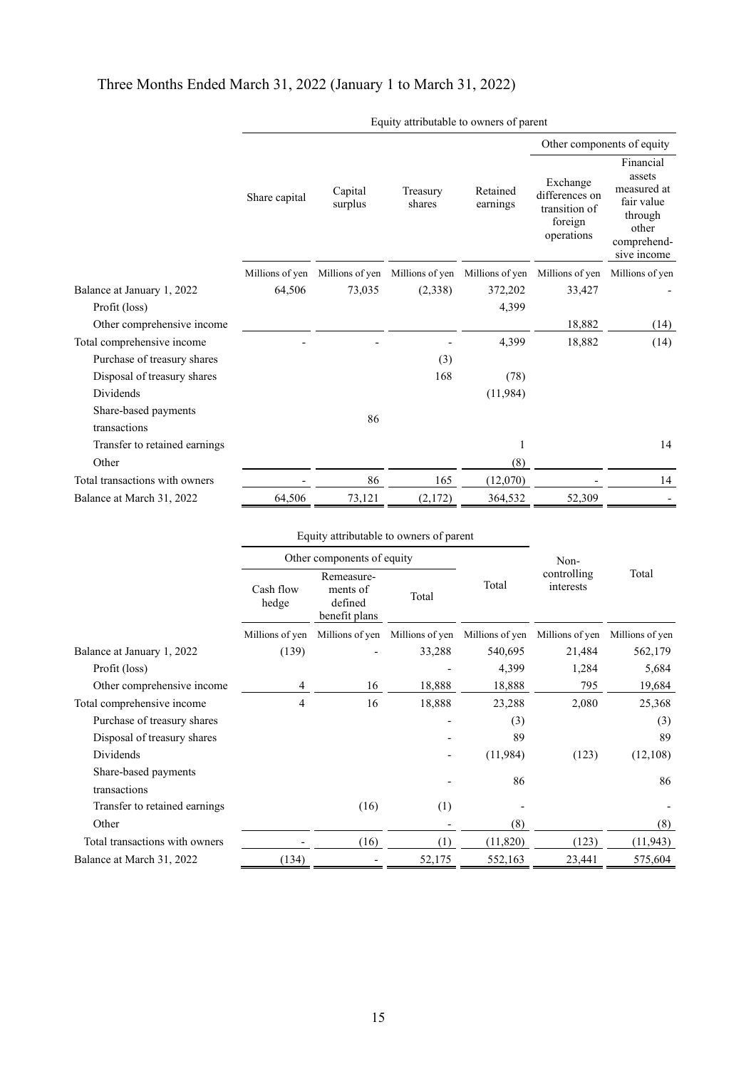## Three Months Ended March 31, 2022 (January 1 to March 31, 2022)

| | Equity attributable to owners of parent | | | | | |
|---|---|---|---|---|---|---|
| | | | | | Other components of equity | |
| | Share capital | Capital surplus | Treasury shares | Retained earnings | Exchange differences on transition of foreign operations | Financial assets measured at fair value through other comprehensive income |
| | Millions of yen | Millions of yen | Millions of yen | Millions of yen | Millions of yen | Millions of yen |
| Balance at January 1, 2022 | 64,506 | 73,035 | (2,338) | 372,202 | 33,427 | - |
| Profit (loss) | | | | 4,399 | | |
| Other comprehensive income | | | | | 18,882 | (14) |
| Total comprehensive income | - | - | - | 4,399 | 18,882 | (14) |
| Purchase of treasury shares | | | (3) | | | |
| Disposal of treasury shares | | | 168 | (78) | | |
| Dividends | | | | (11,984) | | |
| Share-based payments transactions | | 86 | | | | |
| Transfer to retained earnings | | | | 1 | | 14 |
| Other | | | | (8) | | |
| Total transactions with owners | - | 86 | 165 | (12,070) | - | 14 |
| Balance at March 31, 2022 | 64,506 | 73,121 | (2,172) | 364,532 | 52,309 | - |

| | Equity attributable to owners of parent | | | | | |
|---|---|---|---|---|---|---|
| | Other components of equity | | | | | |
| | Cash flow hedge | Remeasurements of defined benefit plans | Total | Total | Non-controlling interests | Total |
| | Millions of yen | Millions of yen | Millions of yen | Millions of yen | Millions of yen | Millions of yen |
| Balance at January 1, 2022 | (139) | - | 33,288 | 540,695 | 21,484 | 562,179 |
| Profit (loss) | | | - | 4,399 | 1,284 | 5,684 |
| Other comprehensive income | 4 | 16 | 18,888 | 18,888 | 795 | 19,684 |
| Total comprehensive income | 4 | 16 | 18,888 | 23,288 | 2,080 | 25,368 |
| Purchase of treasury shares | | | - | (3) | | (3) |
| Disposal of treasury shares | | | - | 89 | | 89 |
| Dividends | | | - | (11,984) | (123) | (12,108) |
| Share-based payments transactions | | | - | 86 | | 86 |
| Transfer to retained earnings | | (16) | (1) | - | | - |
| Other | | | - | (8) | | (8) |
| Total transactions with owners | - | (16) | (1) | (11,820) | (123) | (11,943) |
| Balance at March 31, 2022 | (134) | - | 52,175 | 552,163 | 23,441 | 575,604 |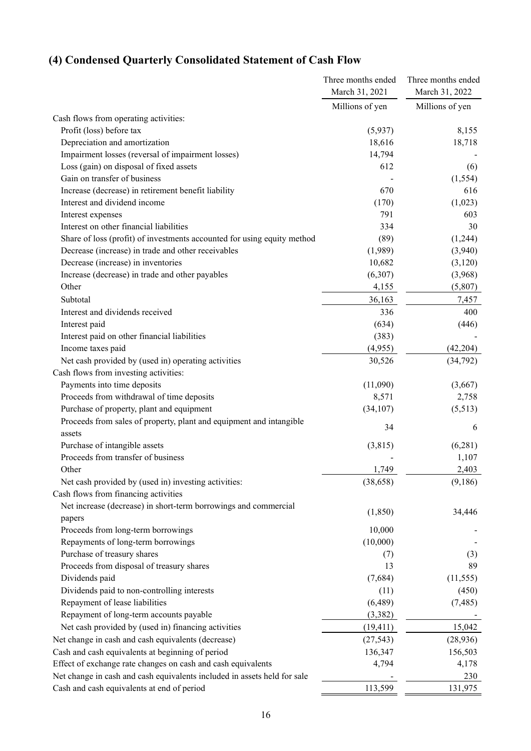## (4) Condensed Quarterly Consolidated Statement of Cash Flow

| | Three months ended March 31, 2021 | Three months ended March 31, 2022 |
|---|---|---|
| | Millions of yen | Millions of yen |
| Cash flows from operating activities: | | |
| Profit (loss) before tax | (5,937) | 8,155 |
| Depreciation and amortization | 18,616 | 18,718 |
| Impairment losses (reversal of impairment losses) | 14,794 | - |
| Loss (gain) on disposal of fixed assets | 612 | (6) |
| Gain on transfer of business | - | (1,554) |
| Increase (decrease) in retirement benefit liability | 670 | 616 |
| Interest and dividend income | (170) | (1,023) |
| Interest expenses | 791 | 603 |
| Interest on other financial liabilities | 334 | 30 |
| Share of loss (profit) of investments accounted for using equity method | (89) | (1,244) |
| Decrease (increase) in trade and other receivables | (1,989) | (3,940) |
| Decrease (increase) in inventories | 10,682 | (3,120) |
| Increase (decrease) in trade and other payables | (6,307) | (3,968) |
| Other | 4,155 | (5,807) |
| Subtotal | 36,163 | 7,457 |
| Interest and dividends received | 336 | 400 |
| Interest paid | (634) | (446) |
| Interest paid on other financial liabilities | (383) | - |
| Income taxes paid | (4,955) | (42,204) |
| Net cash provided by (used in) operating activities | 30,526 | (34,792) |
| Cash flows from investing activities: | | |
| Payments into time deposits | (11,090) | (3,667) |
| Proceeds from withdrawal of time deposits | 8,571 | 2,758 |
| Purchase of property, plant and equipment | (34,107) | (5,513) |
| Proceeds from sales of property, plant and equipment and intangible assets | 34 | 6 |
| Purchase of intangible assets | (3,815) | (6,281) |
| Proceeds from transfer of business | - | 1,107 |
| Other | 1,749 | 2,403 |
| Net cash provided by (used in) investing activities: | (38,658) | (9,186) |
| Cash flows from financing activities | | |
| Net increase (decrease) in short-term borrowings and commercial papers | (1,850) | 34,446 |
| Proceeds from long-term borrowings | 10,000 | - |
| Repayments of long-term borrowings | (10,000) | - |
| Purchase of treasury shares | (7) | (3) |
| Proceeds from disposal of treasury shares | 13 | 89 |
| Dividends paid | (7,684) | (11,555) |
| Dividends paid to non-controlling interests | (11) | (450) |
| Repayment of lease liabilities | (6,489) | (7,485) |
| Repayment of long-term accounts payable | (3,382) | - |
| Net cash provided by (used in) financing activities | (19,411) | 15,042 |
| Net change in cash and cash equivalents (decrease) | (27,543) | (28,936) |
| Cash and cash equivalents at beginning of period | 136,347 | 156,503 |
| Effect of exchange rate changes on cash and cash equivalents | 4,794 | 4,178 |
| Net change in cash and cash equivalents included in assets held for sale | - | 230 |
| Cash and cash equivalents at end of period | 113,599 | 131,975 |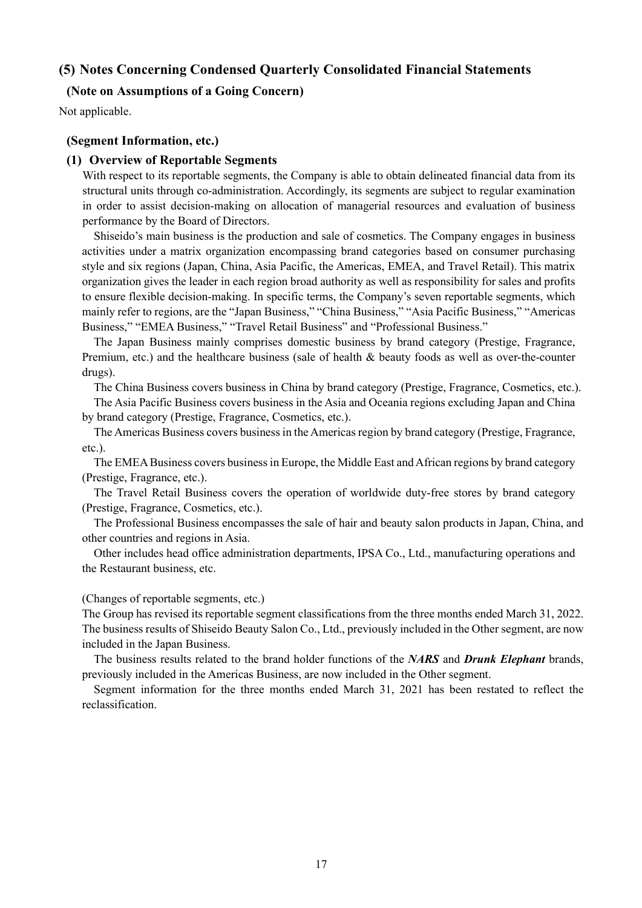## (5) Notes Concerning Condensed Quarterly Consolidated Financial Statements

### (Note on Assumptions of a Going Concern)

Not applicable.

### (Segment Information, etc.)

#### (1) Overview of Reportable Segments

With respect to its reportable segments, the Company is able to obtain delineated financial data from its structural units through co-administration. Accordingly, its segments are subject to regular examination in order to assist decision-making on allocation of managerial resources and evaluation of business performance by the Board of Directors.

Shiseido's main business is the production and sale of cosmetics. The Company engages in business activities under a matrix organization encompassing brand categories based on consumer purchasing style and six regions (Japan, China, Asia Pacific, the Americas, EMEA, and Travel Retail). This matrix organization gives the leader in each region broad authority as well as responsibility for sales and profits to ensure flexible decision-making. In specific terms, the Company's seven reportable segments, which mainly refer to regions, are the "Japan Business," "China Business," "Asia Pacific Business," "Americas Business," "EMEA Business," "Travel Retail Business" and "Professional Business."

The Japan Business mainly comprises domestic business by brand category (Prestige, Fragrance, Premium, etc.) and the healthcare business (sale of health & beauty foods as well as over-the-counter drugs).

The China Business covers business in China by brand category (Prestige, Fragrance, Cosmetics, etc.).

The Asia Pacific Business covers business in the Asia and Oceania regions excluding Japan and China by brand category (Prestige, Fragrance, Cosmetics, etc.).

The Americas Business covers business in the Americas region by brand category (Prestige, Fragrance, etc.).

The EMEA Business covers business in Europe, the Middle East and African regions by brand category (Prestige, Fragrance, etc.).

The Travel Retail Business covers the operation of worldwide duty-free stores by brand category (Prestige, Fragrance, Cosmetics, etc.).

The Professional Business encompasses the sale of hair and beauty salon products in Japan, China, and other countries and regions in Asia.

Other includes head office administration departments, IPSA Co., Ltd., manufacturing operations and the Restaurant business, etc.

(Changes of reportable segments, etc.)

The Group has revised its reportable segment classifications from the three months ended March 31, 2022. The business results of Shiseido Beauty Salon Co., Ltd., previously included in the Other segment, are now included in the Japan Business.

The business results related to the brand holder functions of the ***NARS*** and ***Drunk Elephant*** brands, previously included in the Americas Business, are now included in the Other segment.

Segment information for the three months ended March 31, 2021 has been restated to reflect the reclassification.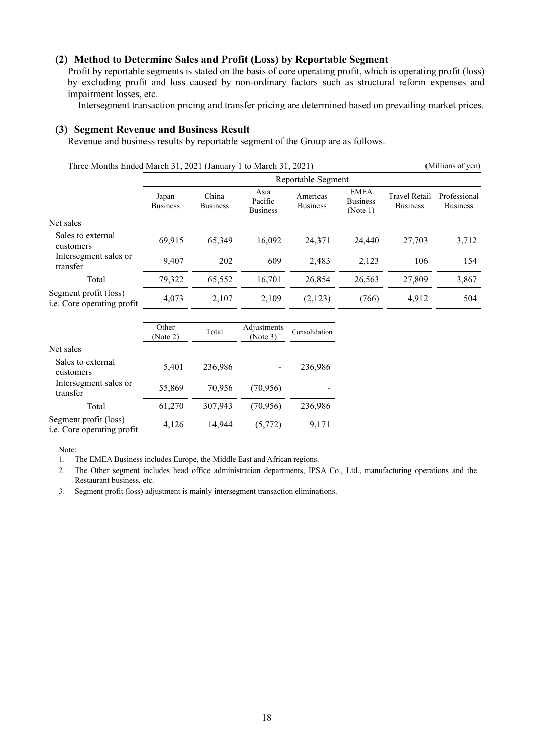### (2) Method to Determine Sales and Profit (Loss) by Reportable Segment

Profit by reportable segments is stated on the basis of core operating profit, which is operating profit (loss) by excluding profit and loss caused by non-ordinary factors such as structural reform expenses and impairment losses, etc.

Intersegment transaction pricing and transfer pricing are determined based on prevailing market prices.

### (3) Segment Revenue and Business Result

Revenue and business results by reportable segment of the Group are as follows.

Three Months Ended March 31, 2021 (January 1 to March 31, 2021) (Millions of yen)

| | Reportable Segment | | | | | | |
|---|---|---|---|---|---|---|---|
| | Japan Business | China Business | Asia Pacific Business | Americas Business | EMEA Business (Note 1) | Travel Retail Business | Professional Business |
| Net sales | | | | | | | |
| Sales to external customers | 69,915 | 65,349 | 16,092 | 24,371 | 24,440 | 27,703 | 3,712 |
| Intersegment sales or transfer | 9,407 | 202 | 609 | 2,483 | 2,123 | 106 | 154 |
| Total | 79,322 | 65,552 | 16,701 | 26,854 | 26,563 | 27,809 | 3,867 |
| Segment profit (loss) i.e. Core operating profit | 4,073 | 2,107 | 2,109 | (2,123) | (766) | 4,912 | 504 |

| | Other (Note 2) | Total | Adjustments (Note 3) | Consolidation |
|---|---|---|---|---|
| Net sales | | | | |
| Sales to external customers | 5,401 | 236,986 | - | 236,986 |
| Intersegment sales or transfer | 55,869 | 70,956 | (70,956) | - |
| Total | 61,270 | 307,943 | (70,956) | 236,986 |
| Segment profit (loss) i.e. Core operating profit | 4,126 | 14,944 | (5,772) | 9,171 |

Note:

1. The EMEA Business includes Europe, the Middle East and African regions.
2. The Other segment includes head office administration departments, IPSA Co., Ltd., manufacturing operations and the Restaurant business, etc.
3. Segment profit (loss) adjustment is mainly intersegment transaction eliminations.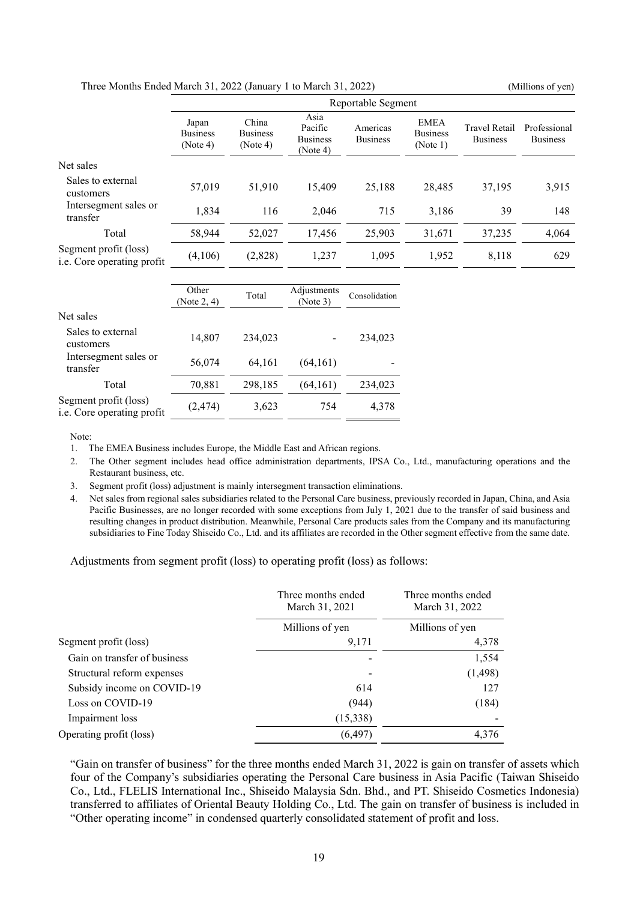Three Months Ended March 31, 2022 (January 1 to March 31, 2022) (Millions of yen)

| | Reportable Segment | | | | | | |
|---|---|---|---|---|---|---|---|
| | Japan Business (Note 4) | China Business (Note 4) | Asia Pacific Business (Note 4) | Americas Business | EMEA Business (Note 1) | Travel Retail Business | Professional Business |
| Net sales | | | | | | | |
| Sales to external customers | 57,019 | 51,910 | 15,409 | 25,188 | 28,485 | 37,195 | 3,915 |
| Intersegment sales or transfer | 1,834 | 116 | 2,046 | 715 | 3,186 | 39 | 148 |
| Total | 58,944 | 52,027 | 17,456 | 25,903 | 31,671 | 37,235 | 4,064 |
| Segment profit (loss) i.e. Core operating profit | (4,106) | (2,828) | 1,237 | 1,095 | 1,952 | 8,118 | 629 |

| | Other (Note 2, 4) | Total | Adjustments (Note 3) | Consolidation |
|---|---|---|---|---|
| Net sales | | | | |
| Sales to external customers | 14,807 | 234,023 | - | 234,023 |
| Intersegment sales or transfer | 56,074 | 64,161 | (64,161) | - |
| Total | 70,881 | 298,185 | (64,161) | 234,023 |
| Segment profit (loss) i.e. Core operating profit | (2,474) | 3,623 | 754 | 4,378 |

Note:

1. The EMEA Business includes Europe, the Middle East and African regions.
2. The Other segment includes head office administration departments, IPSA Co., Ltd., manufacturing operations and the Restaurant business, etc.
3. Segment profit (loss) adjustment is mainly intersegment transaction eliminations.
4. Net sales from regional sales subsidiaries related to the Personal Care business, previously recorded in Japan, China, and Asia Pacific Businesses, are no longer recorded with some exceptions from July 1, 2021 due to the transfer of said business and resulting changes in product distribution. Meanwhile, Personal Care products sales from the Company and its manufacturing subsidiaries to Fine Today Shiseido Co., Ltd. and its affiliates are recorded in the Other segment effective from the same date.

Adjustments from segment profit (loss) to operating profit (loss) as follows:

| | Three months ended March 31, 2021 | Three months ended March 31, 2022 |
|---|---|---|
| | Millions of yen | Millions of yen |
| Segment profit (loss) | 9,171 | 4,378 |
| Gain on transfer of business | - | 1,554 |
| Structural reform expenses | - | (1,498) |
| Subsidy income on COVID-19 | 614 | 127 |
| Loss on COVID-19 | (944) | (184) |
| Impairment loss | (15,338) | - |
| Operating profit (loss) | (6,497) | 4,376 |

"Gain on transfer of business" for the three months ended March 31, 2022 is gain on transfer of assets which four of the Company's subsidiaries operating the Personal Care business in Asia Pacific (Taiwan Shiseido Co., Ltd., FLELIS International Inc., Shiseido Malaysia Sdn. Bhd., and PT. Shiseido Cosmetics Indonesia) transferred to affiliates of Oriental Beauty Holding Co., Ltd. The gain on transfer of business is included in "Other operating income" in condensed quarterly consolidated statement of profit and loss.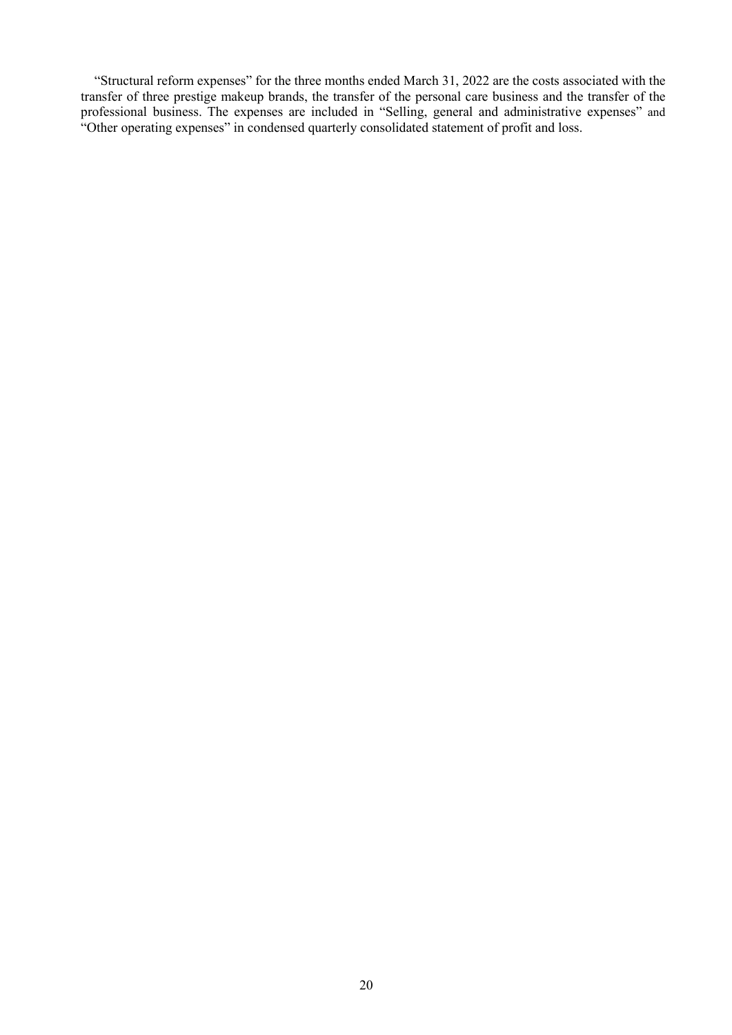"Structural reform expenses" for the three months ended March 31, 2022 are the costs associated with the transfer of three prestige makeup brands, the transfer of the personal care business and the transfer of the professional business. The expenses are included in "Selling, general and administrative expenses" and "Other operating expenses" in condensed quarterly consolidated statement of profit and loss.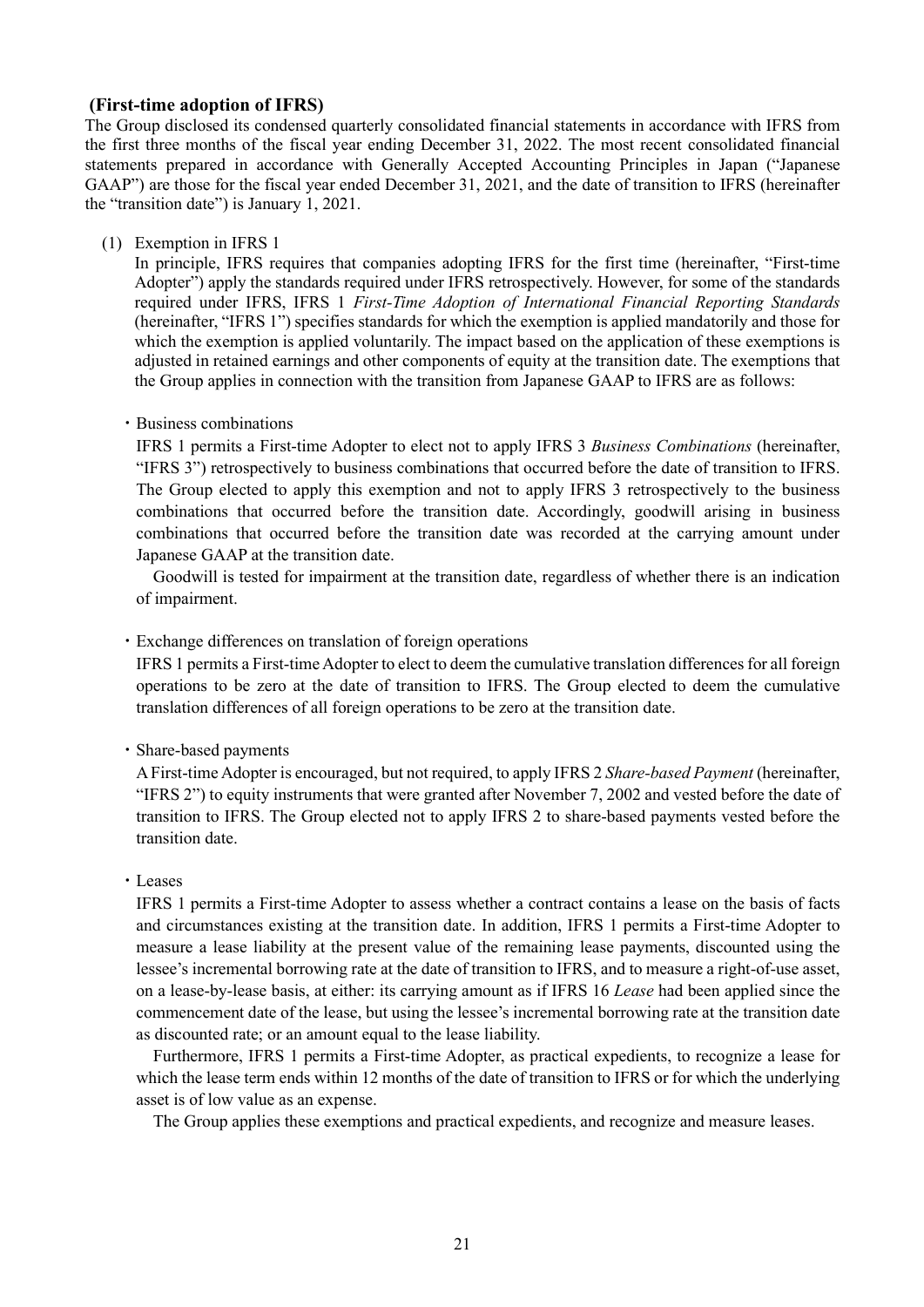**(First-time adoption of IFRS)**

The Group disclosed its condensed quarterly consolidated financial statements in accordance with IFRS from the first three months of the fiscal year ending December 31, 2022. The most recent consolidated financial statements prepared in accordance with Generally Accepted Accounting Principles in Japan ("Japanese GAAP") are those for the fiscal year ended December 31, 2021, and the date of transition to IFRS (hereinafter the "transition date") is January 1, 2021.

(1) Exemption in IFRS 1

In principle, IFRS requires that companies adopting IFRS for the first time (hereinafter, "First-time Adopter") apply the standards required under IFRS retrospectively. However, for some of the standards required under IFRS, IFRS 1 *First-Time Adoption of International Financial Reporting Standards* (hereinafter, "IFRS 1") specifies standards for which the exemption is applied mandatorily and those for which the exemption is applied voluntarily. The impact based on the application of these exemptions is adjusted in retained earnings and other components of equity at the transition date. The exemptions that the Group applies in connection with the transition from Japanese GAAP to IFRS are as follows:

・Business combinations

IFRS 1 permits a First-time Adopter to elect not to apply IFRS 3 *Business Combinations* (hereinafter, "IFRS 3") retrospectively to business combinations that occurred before the date of transition to IFRS. The Group elected to apply this exemption and not to apply IFRS 3 retrospectively to the business combinations that occurred before the transition date. Accordingly, goodwill arising in business combinations that occurred before the transition date was recorded at the carrying amount under Japanese GAAP at the transition date.

Goodwill is tested for impairment at the transition date, regardless of whether there is an indication of impairment.

・Exchange differences on translation of foreign operations

IFRS 1 permits a First-time Adopter to elect to deem the cumulative translation differences for all foreign operations to be zero at the date of transition to IFRS. The Group elected to deem the cumulative translation differences of all foreign operations to be zero at the transition date.

・Share-based payments

A First-time Adopter is encouraged, but not required, to apply IFRS 2 *Share-based Payment* (hereinafter, "IFRS 2") to equity instruments that were granted after November 7, 2002 and vested before the date of transition to IFRS. The Group elected not to apply IFRS 2 to share-based payments vested before the transition date.

・Leases

IFRS 1 permits a First-time Adopter to assess whether a contract contains a lease on the basis of facts and circumstances existing at the transition date. In addition, IFRS 1 permits a First-time Adopter to measure a lease liability at the present value of the remaining lease payments, discounted using the lessee's incremental borrowing rate at the date of transition to IFRS, and to measure a right-of-use asset, on a lease-by-lease basis, at either: its carrying amount as if IFRS 16 *Lease* had been applied since the commencement date of the lease, but using the lessee's incremental borrowing rate at the transition date as discounted rate; or an amount equal to the lease liability.

Furthermore, IFRS 1 permits a First-time Adopter, as practical expedients, to recognize a lease for which the lease term ends within 12 months of the date of transition to IFRS or for which the underlying asset is of low value as an expense.

The Group applies these exemptions and practical expedients, and recognize and measure leases.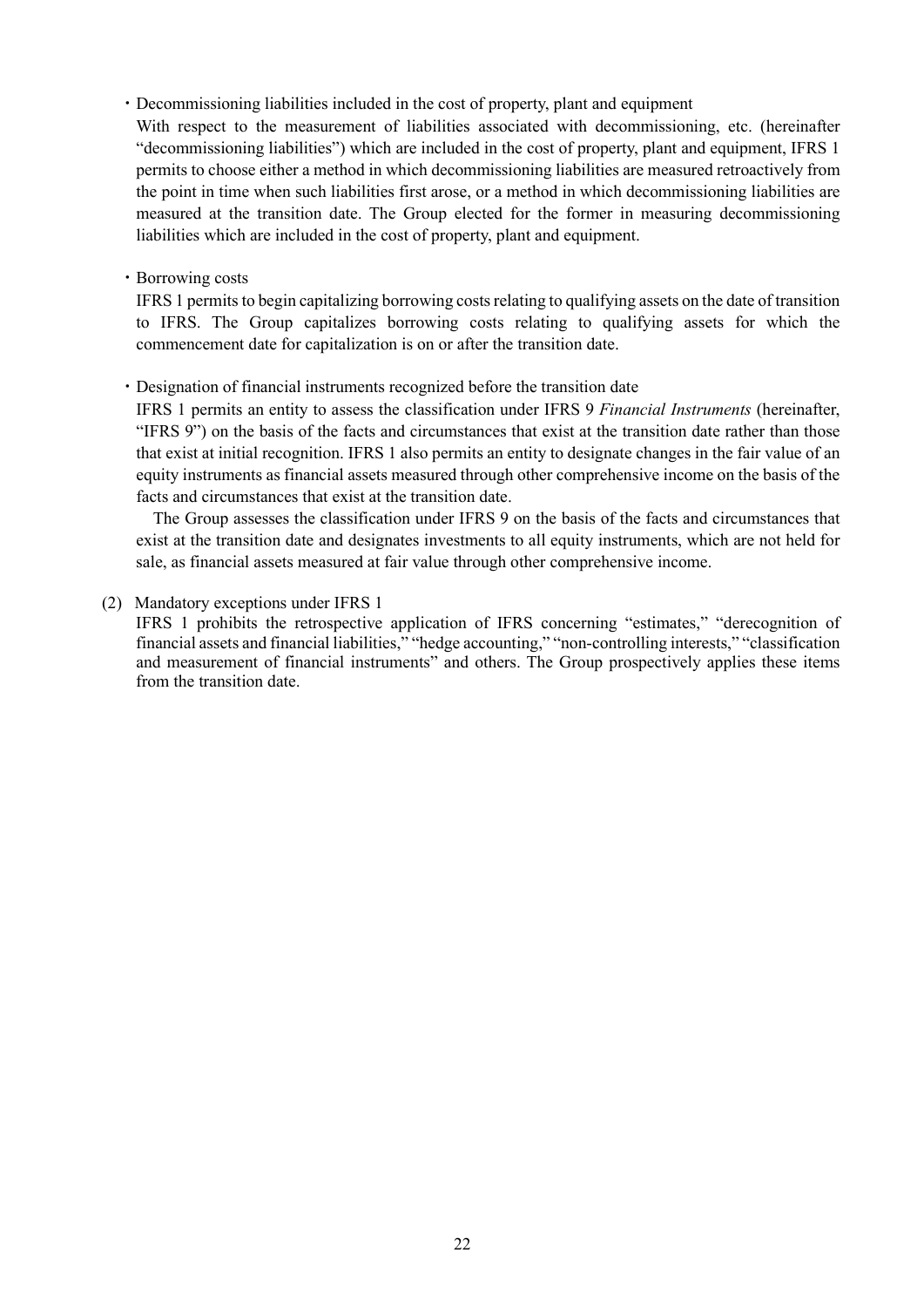・Decommissioning liabilities included in the cost of property, plant and equipment

With respect to the measurement of liabilities associated with decommissioning, etc. (hereinafter "decommissioning liabilities") which are included in the cost of property, plant and equipment, IFRS 1 permits to choose either a method in which decommissioning liabilities are measured retroactively from the point in time when such liabilities first arose, or a method in which decommissioning liabilities are measured at the transition date. The Group elected for the former in measuring decommissioning liabilities which are included in the cost of property, plant and equipment.

・Borrowing costs

IFRS 1 permits to begin capitalizing borrowing costs relating to qualifying assets on the date of transition to IFRS. The Group capitalizes borrowing costs relating to qualifying assets for which the commencement date for capitalization is on or after the transition date.

・Designation of financial instruments recognized before the transition date

IFRS 1 permits an entity to assess the classification under IFRS 9 *Financial Instruments* (hereinafter, "IFRS 9") on the basis of the facts and circumstances that exist at the transition date rather than those that exist at initial recognition. IFRS 1 also permits an entity to designate changes in the fair value of an equity instruments as financial assets measured through other comprehensive income on the basis of the facts and circumstances that exist at the transition date.

The Group assesses the classification under IFRS 9 on the basis of the facts and circumstances that exist at the transition date and designates investments to all equity instruments, which are not held for sale, as financial assets measured at fair value through other comprehensive income.

(2) Mandatory exceptions under IFRS 1

IFRS 1 prohibits the retrospective application of IFRS concerning "estimates," "derecognition of financial assets and financial liabilities," "hedge accounting," "non-controlling interests," "classification and measurement of financial instruments" and others. The Group prospectively applies these items from the transition date.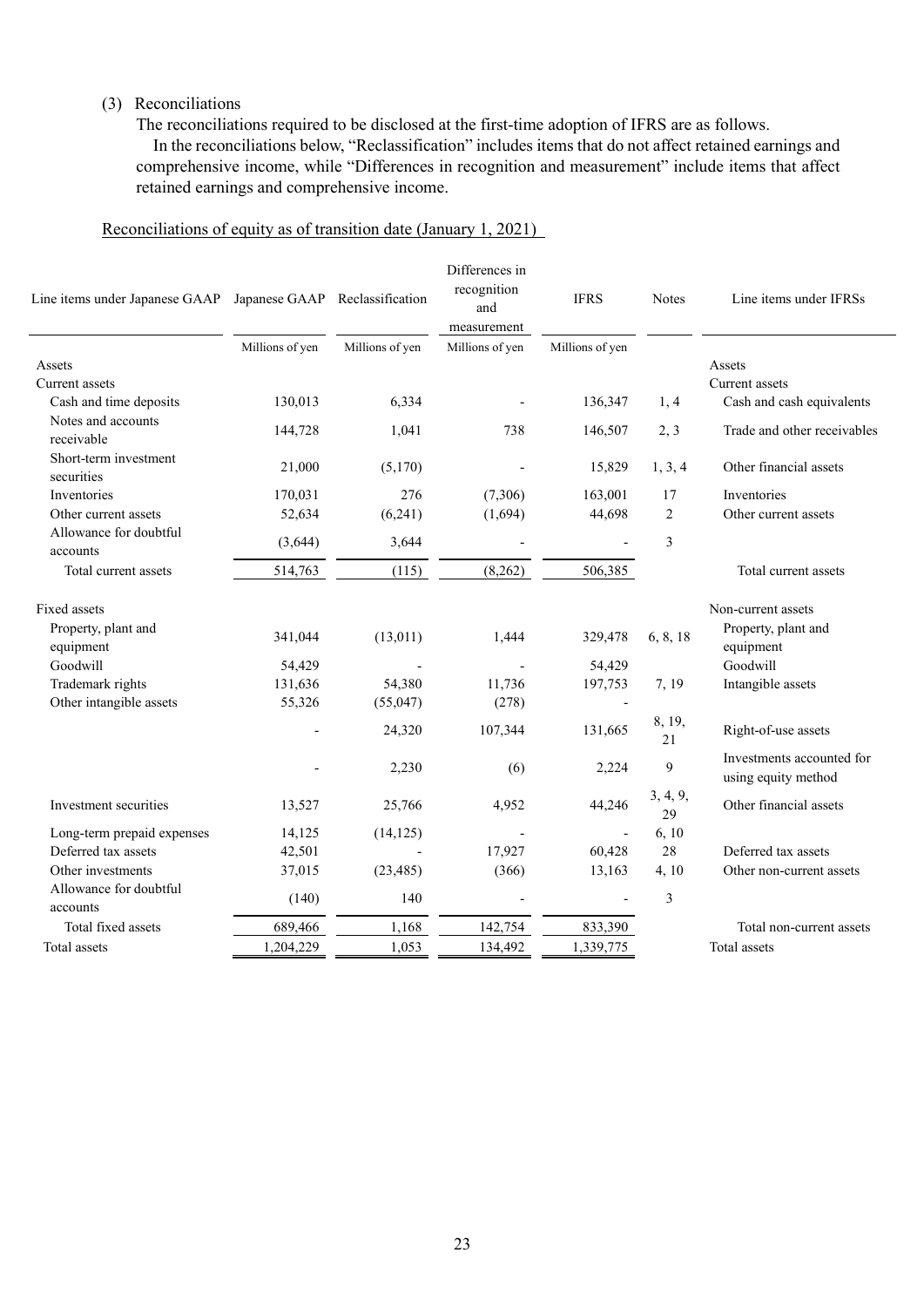(3) Reconciliations

The reconciliations required to be disclosed at the first-time adoption of IFRS are as follows.

In the reconciliations below, "Reclassification" includes items that do not affect retained earnings and comprehensive income, while "Differences in recognition and measurement" include items that affect retained earnings and comprehensive income.

Reconciliations of equity as of transition date (January 1, 2021)

| Line items under Japanese GAAP | Japanese GAAP | Reclassification | Differences in recognition and measurement | IFRS | Notes | Line items under IFRSs |
|---|---|---|---|---|---|---|
| | Millions of yen | Millions of yen | Millions of yen | Millions of yen | | |
| Assets | | | | | | Assets |
| Current assets | | | | | | Current assets |
| Cash and time deposits | 130,013 | 6,334 | - | 136,347 | 1, 4 | Cash and cash equivalents |
| Notes and accounts receivable | 144,728 | 1,041 | 738 | 146,507 | 2, 3 | Trade and other receivables |
| Short-term investment securities | 21,000 | (5,170) | - | 15,829 | 1, 3, 4 | Other financial assets |
| Inventories | 170,031 | 276 | (7,306) | 163,001 | 17 | Inventories |
| Other current assets | 52,634 | (6,241) | (1,694) | 44,698 | 2 | Other current assets |
| Allowance for doubtful accounts | (3,644) | 3,644 | - | - | 3 | |
| Total current assets | 514,763 | (115) | (8,262) | 506,385 | | Total current assets |
| Fixed assets | | | | | | Non-current assets |
| Property, plant and equipment | 341,044 | (13,011) | 1,444 | 329,478 | 6, 8, 18 | Property, plant and equipment |
| Goodwill | 54,429 | - | - | 54,429 | | Goodwill |
| Trademark rights | 131,636 | 54,380 | 11,736 | 197,753 | 7, 19 | Intangible assets |
| Other intangible assets | 55,326 | (55,047) | (278) | - | | |
| | - | 24,320 | 107,344 | 131,665 | 8, 19, 21 | Right-of-use assets |
| | - | 2,230 | (6) | 2,224 | 9 | Investments accounted for using equity method |
| Investment securities | 13,527 | 25,766 | 4,952 | 44,246 | 3, 4, 9, 29 | Other financial assets |
| Long-term prepaid expenses | 14,125 | (14,125) | - | - | 6, 10 | |
| Deferred tax assets | 42,501 | - | 17,927 | 60,428 | 28 | Deferred tax assets |
| Other investments | 37,015 | (23,485) | (366) | 13,163 | 4, 10 | Other non-current assets |
| Allowance for doubtful accounts | (140) | 140 | - | - | 3 | |
| Total fixed assets | 689,466 | 1,168 | 142,754 | 833,390 | | Total non-current assets |
| Total assets | 1,204,229 | 1,053 | 134,492 | 1,339,775 | | Total assets |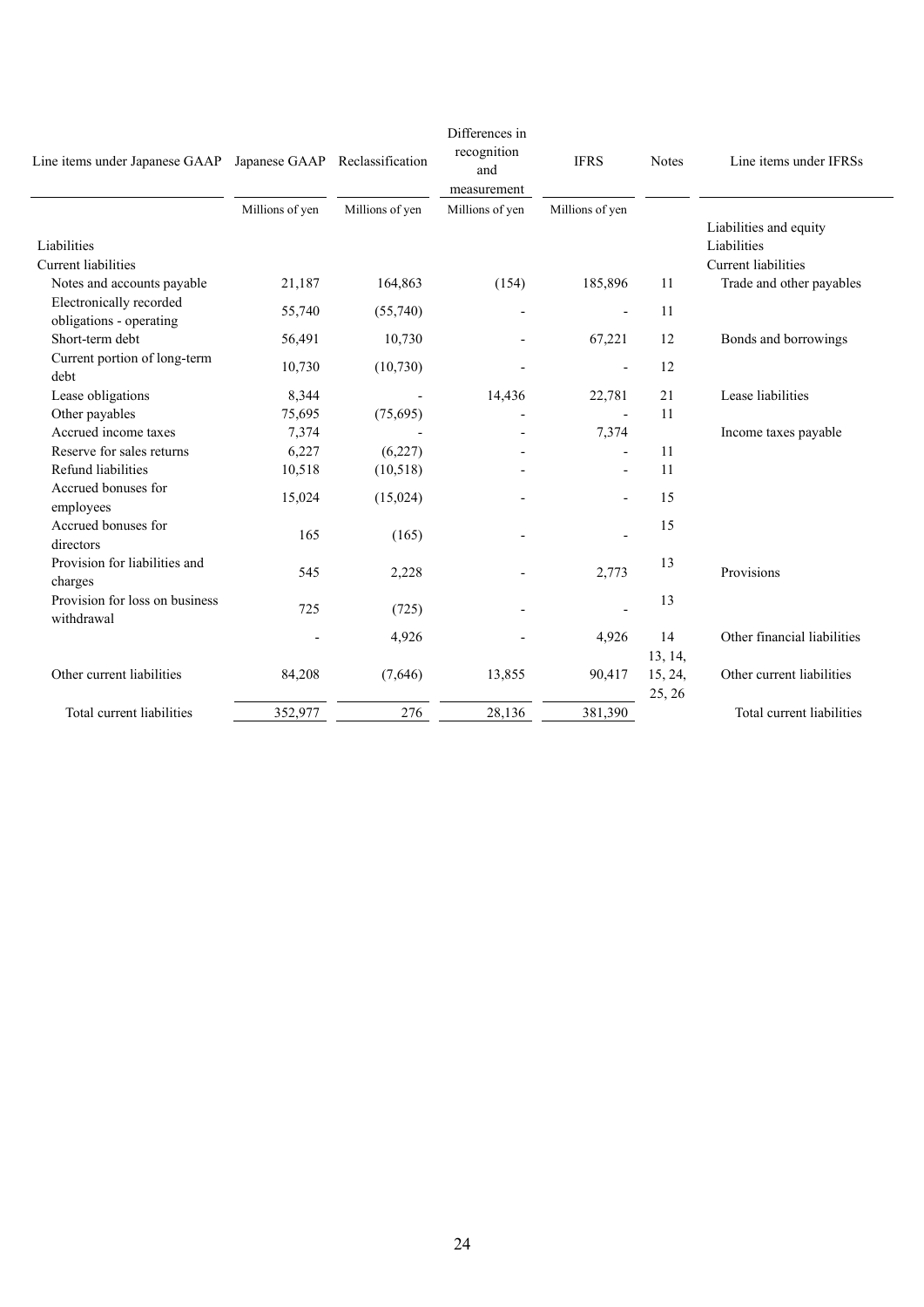| Line items under Japanese GAAP | Japanese GAAP | Reclassification | Differences in recognition and measurement | IFRS | Notes | Line items under IFRSs |
|---|---|---|---|---|---|---|
| | Millions of yen | Millions of yen | Millions of yen | Millions of yen | | |
| | | | | | | Liabilities and equity |
| Liabilities | | | | | | Liabilities |
| Current liabilities | | | | | | Current liabilities |
| Notes and accounts payable | 21,187 | 164,863 | (154) | 185,896 | 11 | Trade and other payables |
| Electronically recorded obligations - operating | 55,740 | (55,740) | - | - | 11 | |
| Short-term debt | 56,491 | 10,730 | - | 67,221 | 12 | Bonds and borrowings |
| Current portion of long-term debt | 10,730 | (10,730) | - | - | 12 | |
| Lease obligations | 8,344 | - | 14,436 | 22,781 | 21 | Lease liabilities |
| Other payables | 75,695 | (75,695) | - | - | 11 | |
| Accrued income taxes | 7,374 | - | - | 7,374 | | Income taxes payable |
| Reserve for sales returns | 6,227 | (6,227) | - | - | 11 | |
| Refund liabilities | 10,518 | (10,518) | - | - | 11 | |
| Accrued bonuses for employees | 15,024 | (15,024) | - | - | 15 | |
| Accrued bonuses for directors | 165 | (165) | - | - | 15 | |
| Provision for liabilities and charges | 545 | 2,228 | - | 2,773 | 13 | Provisions |
| Provision for loss on business withdrawal | 725 | (725) | - | - | 13 | |
| | - | 4,926 | - | 4,926 | 14 | Other financial liabilities |
| Other current liabilities | 84,208 | (7,646) | 13,855 | 90,417 | 13, 14, 15, 24, 25, 26 | Other current liabilities |
| Total current liabilities | 352,977 | 276 | 28,136 | 381,390 | | Total current liabilities |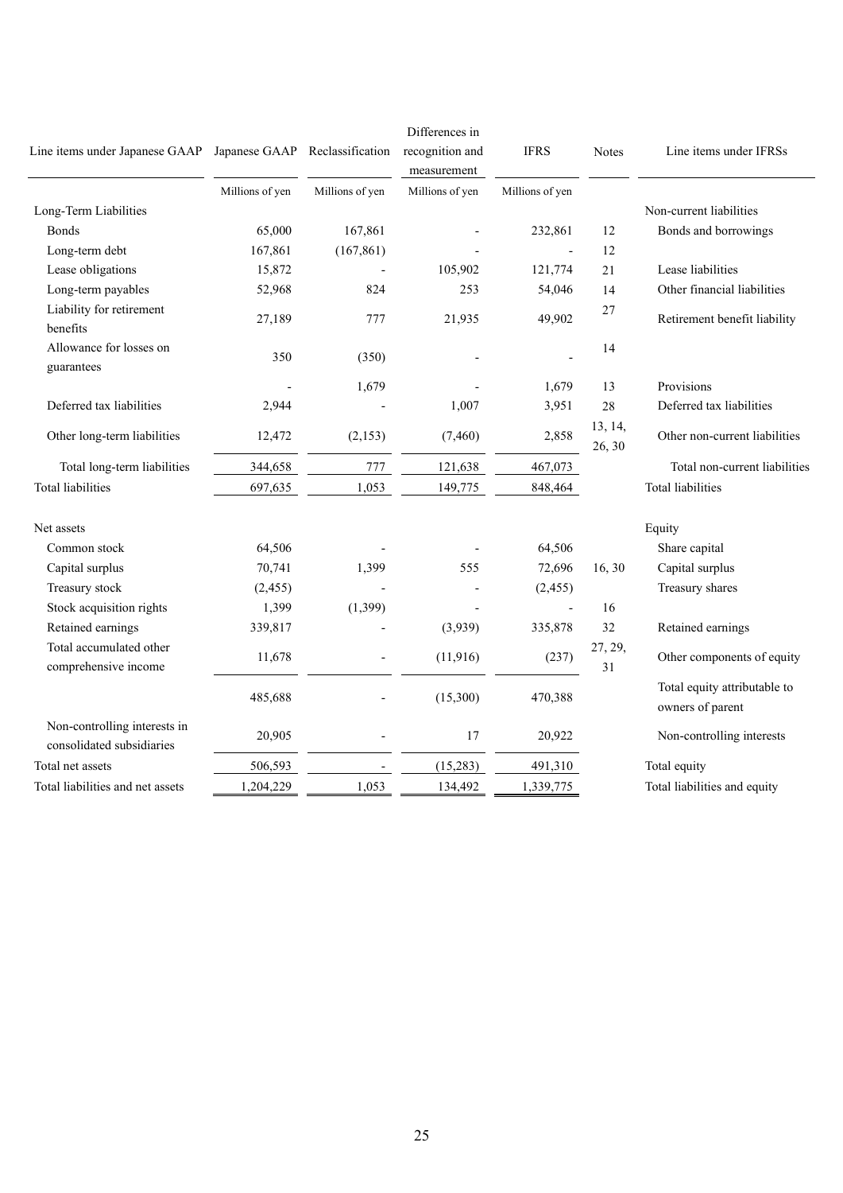| Line items under Japanese GAAP | Japanese GAAP | Reclassification | Differences in recognition and measurement | IFRS | Notes | Line items under IFRSs |
|---|---|---|---|---|---|---|
| | Millions of yen | Millions of yen | Millions of yen | Millions of yen | | |
| Long-Term Liabilities | | | | | | Non-current liabilities |
| Bonds | 65,000 | 167,861 | - | 232,861 | 12 | Bonds and borrowings |
| Long-term debt | 167,861 | (167,861) | - | - | 12 | |
| Lease obligations | 15,872 | - | 105,902 | 121,774 | 21 | Lease liabilities |
| Long-term payables | 52,968 | 824 | 253 | 54,046 | 14 | Other financial liabilities |
| Liability for retirement benefits | 27,189 | 777 | 21,935 | 49,902 | 27 | Retirement benefit liability |
| Allowance for losses on guarantees | 350 | (350) | - | - | 14 | |
| | - | 1,679 | - | 1,679 | 13 | Provisions |
| Deferred tax liabilities | 2,944 | - | 1,007 | 3,951 | 28 | Deferred tax liabilities |
| Other long-term liabilities | 12,472 | (2,153) | (7,460) | 2,858 | 13, 14, 26, 30 | Other non-current liabilities |
| Total long-term liabilities | 344,658 | 777 | 121,638 | 467,073 | | Total non-current liabilities |
| Total liabilities | 697,635 | 1,053 | 149,775 | 848,464 | | Total liabilities |
| | | | | | | |
| Net assets | | | | | | Equity |
| Common stock | 64,506 | - | - | 64,506 | | Share capital |
| Capital surplus | 70,741 | 1,399 | 555 | 72,696 | 16, 30 | Capital surplus |
| Treasury stock | (2,455) | - | - | (2,455) | | Treasury shares |
| Stock acquisition rights | 1,399 | (1,399) | - | - | 16 | |
| Retained earnings | 339,817 | - | (3,939) | 335,878 | 32 | Retained earnings |
| Total accumulated other comprehensive income | 11,678 | - | (11,916) | (237) | 27, 29, 31 | Other components of equity |
| | 485,688 | - | (15,300) | 470,388 | | Total equity attributable to owners of parent |
| Non-controlling interests in consolidated subsidiaries | 20,905 | - | 17 | 20,922 | | Non-controlling interests |
| Total net assets | 506,593 | - | (15,283) | 491,310 | | Total equity |
| Total liabilities and net assets | 1,204,229 | 1,053 | 134,492 | 1,339,775 | | Total liabilities and equity |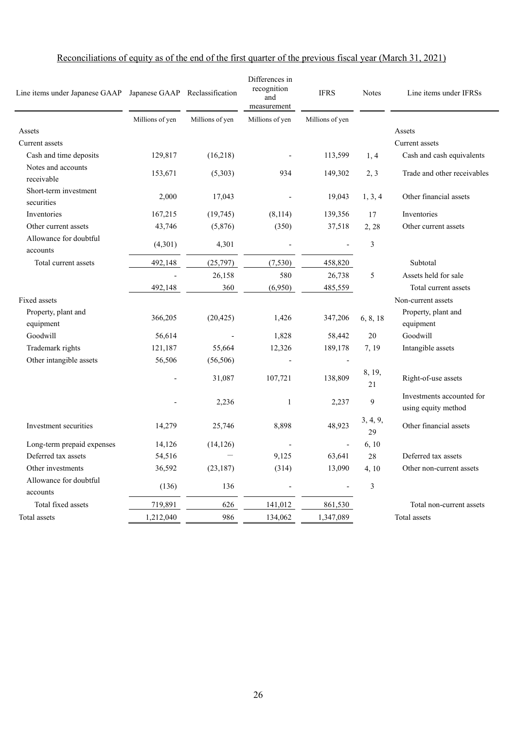## Reconciliations of equity as of the end of the first quarter of the previous fiscal year (March 31, 2021)

| Line items under Japanese GAAP | Japanese GAAP | Reclassification | Differences in recognition and measurement | IFRS | Notes | Line items under IFRSs |
|---|---|---|---|---|---|---|
| | Millions of yen | Millions of yen | Millions of yen | Millions of yen | | |
| Assets | | | | | | Assets |
| Current assets | | | | | | Current assets |
| Cash and time deposits | 129,817 | (16,218) | - | 113,599 | 1, 4 | Cash and cash equivalents |
| Notes and accounts receivable | 153,671 | (5,303) | 934 | 149,302 | 2, 3 | Trade and other receivables |
| Short-term investment securities | 2,000 | 17,043 | - | 19,043 | 1, 3, 4 | Other financial assets |
| Inventories | 167,215 | (19,745) | (8,114) | 139,356 | 17 | Inventories |
| Other current assets | 43,746 | (5,876) | (350) | 37,518 | 2, 28 | Other current assets |
| Allowance for doubtful accounts | (4,301) | 4,301 | - | - | 3 | |
| Total current assets | 492,148 | (25,797) | (7,530) | 458,820 | | Subtotal |
| | - | 26,158 | 580 | 26,738 | 5 | Assets held for sale |
| | 492,148 | 360 | (6,950) | 485,559 | | Total current assets |
| Fixed assets | | | | | | Non-current assets |
| Property, plant and equipment | 366,205 | (20,425) | 1,426 | 347,206 | 6, 8, 18 | Property, plant and equipment |
| Goodwill | 56,614 | - | 1,828 | 58,442 | 20 | Goodwill |
| Trademark rights | 121,187 | 55,664 | 12,326 | 189,178 | 7, 19 | Intangible assets |
| Other intangible assets | 56,506 | (56,506) | - | - | | |
| | - | 31,087 | 107,721 | 138,809 | 8, 19, 21 | Right-of-use assets |
| | - | 2,236 | 1 | 2,237 | 9 | Investments accounted for using equity method |
| Investment securities | 14,279 | 25,746 | 8,898 | 48,923 | 3, 4, 9, 29 | Other financial assets |
| Long-term prepaid expenses | 14,126 | (14,126) | - | - | 6, 10 | |
| Deferred tax assets | 54,516 | – | 9,125 | 63,641 | 28 | Deferred tax assets |
| Other investments | 36,592 | (23,187) | (314) | 13,090 | 4, 10 | Other non-current assets |
| Allowance for doubtful accounts | (136) | 136 | - | - | 3 | |
| Total fixed assets | 719,891 | 626 | 141,012 | 861,530 | | Total non-current assets |
| Total assets | 1,212,040 | 986 | 134,062 | 1,347,089 | | Total assets |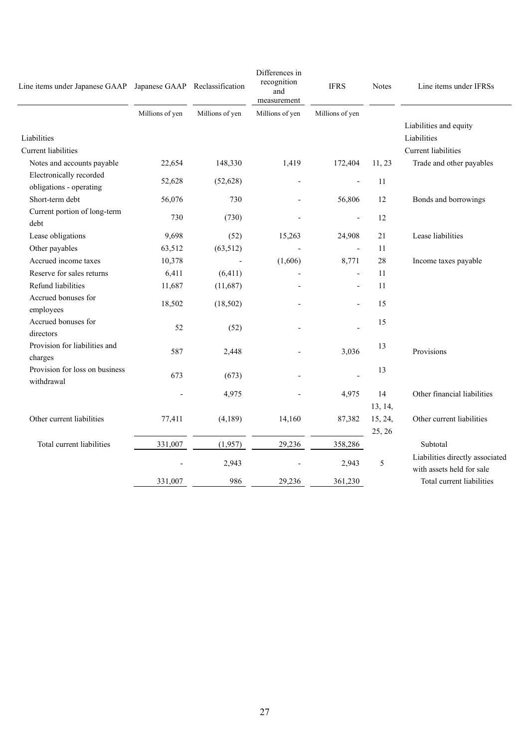| Line items under Japanese GAAP | Japanese GAAP | Reclassification | Differences in recognition and measurement | IFRS | Notes | Line items under IFRSs |
|---|---|---|---|---|---|---|
| | Millions of yen | Millions of yen | Millions of yen | Millions of yen | | |
| | | | | | | Liabilities and equity |
| Liabilities | | | | | | Liabilities |
| Current liabilities | | | | | | Current liabilities |
| Notes and accounts payable | 22,654 | 148,330 | 1,419 | 172,404 | 11, 23 | Trade and other payables |
| Electronically recorded obligations - operating | 52,628 | (52,628) | - | - | 11 | |
| Short-term debt | 56,076 | 730 | - | 56,806 | 12 | Bonds and borrowings |
| Current portion of long-term debt | 730 | (730) | - | - | 12 | |
| Lease obligations | 9,698 | (52) | 15,263 | 24,908 | 21 | Lease liabilities |
| Other payables | 63,512 | (63,512) | - | - | 11 | |
| Accrued income taxes | 10,378 | - | (1,606) | 8,771 | 28 | Income taxes payable |
| Reserve for sales returns | 6,411 | (6,411) | - | - | 11 | |
| Refund liabilities | 11,687 | (11,687) | - | - | 11 | |
| Accrued bonuses for employees | 18,502 | (18,502) | - | - | 15 | |
| Accrued bonuses for directors | 52 | (52) | - | - | 15 | |
| Provision for liabilities and charges | 587 | 2,448 | - | 3,036 | 13 | Provisions |
| Provision for loss on business withdrawal | 673 | (673) | - | - | 13 | |
| | - | 4,975 | - | 4,975 | 14 | Other financial liabilities |
| Other current liabilities | 77,411 | (4,189) | 14,160 | 87,382 | 13, 14, 15, 24, 25, 26 | Other current liabilities |
| Total current liabilities | 331,007 | (1,957) | 29,236 | 358,286 | | Subtotal |
| | - | 2,943 | - | 2,943 | 5 | Liabilities directly associated with assets held for sale |
| | 331,007 | 986 | 29,236 | 361,230 | | Total current liabilities |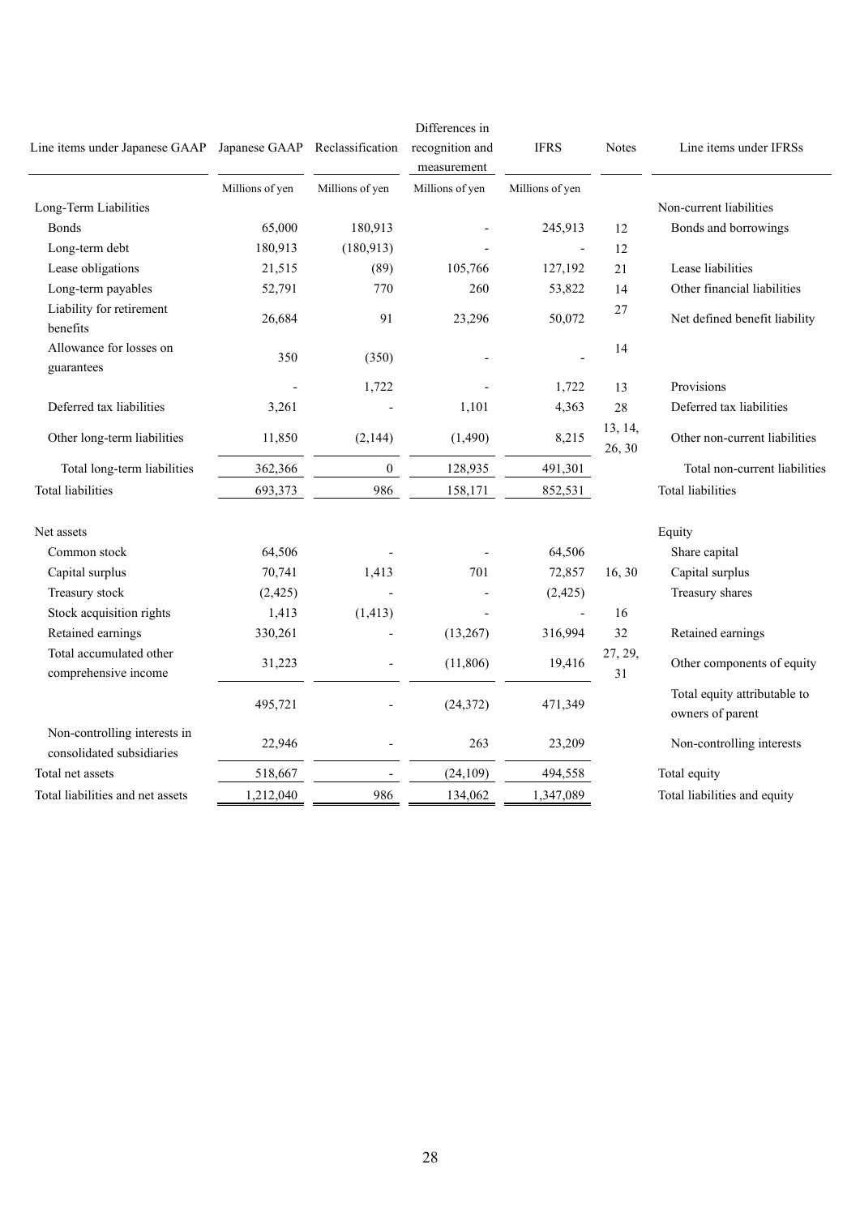| Line items under Japanese GAAP | Japanese GAAP | Reclassification | Differences in recognition and measurement | IFRS | Notes | Line items under IFRSs |
|---|---|---|---|---|---|---|
| | Millions of yen | Millions of yen | Millions of yen | Millions of yen | | |
| Long-Term Liabilities | | | | | | Non-current liabilities |
| Bonds | 65,000 | 180,913 | - | 245,913 | 12 | Bonds and borrowings |
| Long-term debt | 180,913 | (180,913) | - | - | 12 | |
| Lease obligations | 21,515 | (89) | 105,766 | 127,192 | 21 | Lease liabilities |
| Long-term payables | 52,791 | 770 | 260 | 53,822 | 14 | Other financial liabilities |
| Liability for retirement benefits | 26,684 | 91 | 23,296 | 50,072 | 27 | Net defined benefit liability |
| Allowance for losses on guarantees | 350 | (350) | - | - | 14 | |
| | - | 1,722 | - | 1,722 | 13 | Provisions |
| Deferred tax liabilities | 3,261 | - | 1,101 | 4,363 | 28 | Deferred tax liabilities |
| Other long-term liabilities | 11,850 | (2,144) | (1,490) | 8,215 | 13, 14, 26, 30 | Other non-current liabilities |
| Total long-term liabilities | 362,366 | 0 | 128,935 | 491,301 | | Total non-current liabilities |
| Total liabilities | 693,373 | 986 | 158,171 | 852,531 | | Total liabilities |
| | | | | | | |
| Net assets | | | | | | Equity |
| Common stock | 64,506 | - | - | 64,506 | | Share capital |
| Capital surplus | 70,741 | 1,413 | 701 | 72,857 | 16, 30 | Capital surplus |
| Treasury stock | (2,425) | - | - | (2,425) | | Treasury shares |
| Stock acquisition rights | 1,413 | (1,413) | - | - | 16 | |
| Retained earnings | 330,261 | - | (13,267) | 316,994 | 32 | Retained earnings |
| Total accumulated other comprehensive income | 31,223 | - | (11,806) | 19,416 | 27, 29, 31 | Other components of equity |
| | 495,721 | - | (24,372) | 471,349 | | Total equity attributable to owners of parent |
| Non-controlling interests in consolidated subsidiaries | 22,946 | - | 263 | 23,209 | | Non-controlling interests |
| Total net assets | 518,667 | - | (24,109) | 494,558 | | Total equity |
| Total liabilities and net assets | 1,212,040 | 986 | 134,062 | 1,347,089 | | Total liabilities and equity |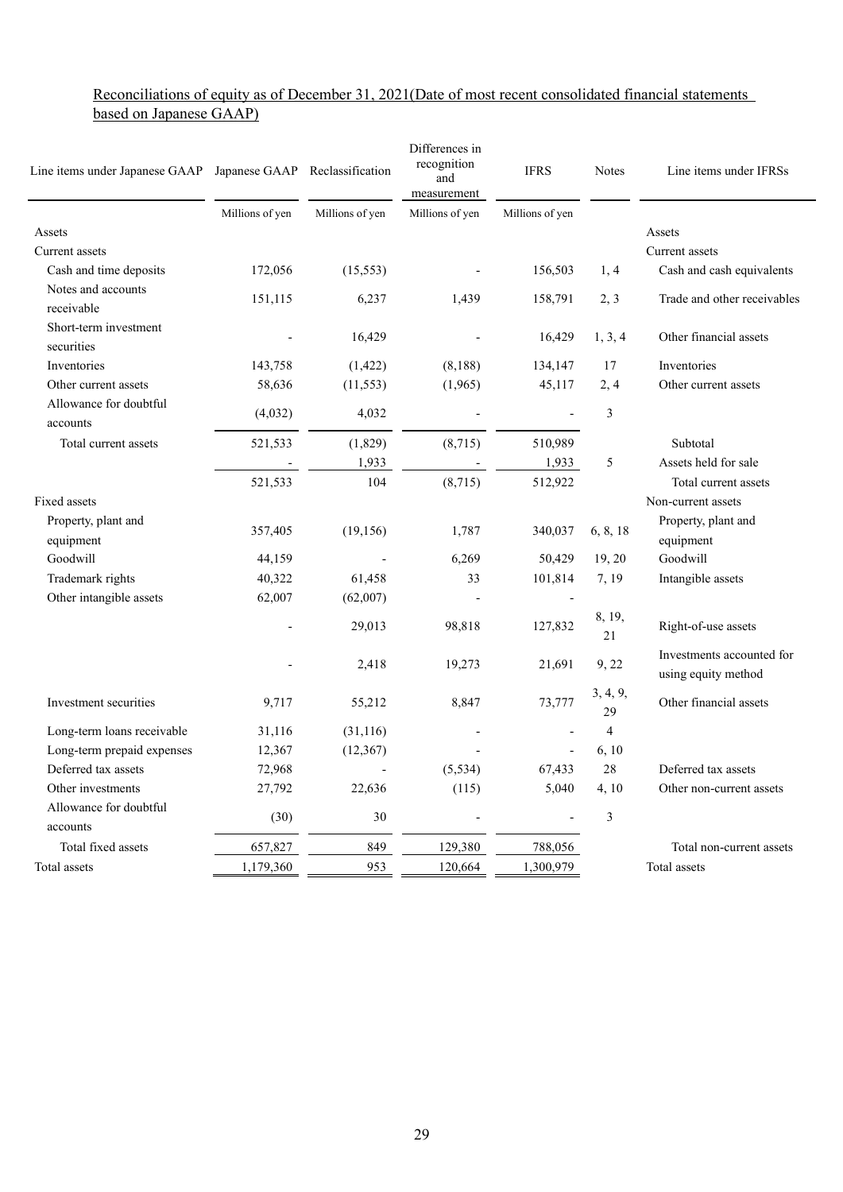Reconciliations of equity as of December 31, 2021(Date of most recent consolidated financial statements based on Japanese GAAP)

| Line items under Japanese GAAP | Japanese GAAP | Reclassification | Differences in recognition and measurement | IFRS | Notes | Line items under IFRSs |
|---|---|---|---|---|---|---|
| | Millions of yen | Millions of yen | Millions of yen | Millions of yen | | |
| Assets | | | | | | Assets |
| Current assets | | | | | | Current assets |
| Cash and time deposits | 172,056 | (15,553) | - | 156,503 | 1, 4 | Cash and cash equivalents |
| Notes and accounts receivable | 151,115 | 6,237 | 1,439 | 158,791 | 2, 3 | Trade and other receivables |
| Short-term investment securities | - | 16,429 | - | 16,429 | 1, 3, 4 | Other financial assets |
| Inventories | 143,758 | (1,422) | (8,188) | 134,147 | 17 | Inventories |
| Other current assets | 58,636 | (11,553) | (1,965) | 45,117 | 2, 4 | Other current assets |
| Allowance for doubtful accounts | (4,032) | 4,032 | - | - | 3 | |
| Total current assets | 521,533 | (1,829) | (8,715) | 510,989 | | Subtotal |
| | - | 1,933 | - | 1,933 | 5 | Assets held for sale |
| | 521,533 | 104 | (8,715) | 512,922 | | Total current assets |
| Fixed assets | | | | | | Non-current assets |
| Property, plant and equipment | 357,405 | (19,156) | 1,787 | 340,037 | 6, 8, 18 | Property, plant and equipment |
| Goodwill | 44,159 | - | 6,269 | 50,429 | 19, 20 | Goodwill |
| Trademark rights | 40,322 | 61,458 | 33 | 101,814 | 7, 19 | Intangible assets |
| Other intangible assets | 62,007 | (62,007) | - | - | | |
| | - | 29,013 | 98,818 | 127,832 | 8, 19, 21 | Right-of-use assets |
| | - | 2,418 | 19,273 | 21,691 | 9, 22 | Investments accounted for using equity method |
| Investment securities | 9,717 | 55,212 | 8,847 | 73,777 | 3, 4, 9, 29 | Other financial assets |
| Long-term loans receivable | 31,116 | (31,116) | - | - | 4 | |
| Long-term prepaid expenses | 12,367 | (12,367) | - | - | 6, 10 | |
| Deferred tax assets | 72,968 | - | (5,534) | 67,433 | 28 | Deferred tax assets |
| Other investments | 27,792 | 22,636 | (115) | 5,040 | 4, 10 | Other non-current assets |
| Allowance for doubtful accounts | (30) | 30 | - | - | 3 | |
| Total fixed assets | 657,827 | 849 | 129,380 | 788,056 | | Total non-current assets |
| Total assets | 1,179,360 | 953 | 120,664 | 1,300,979 | | Total assets |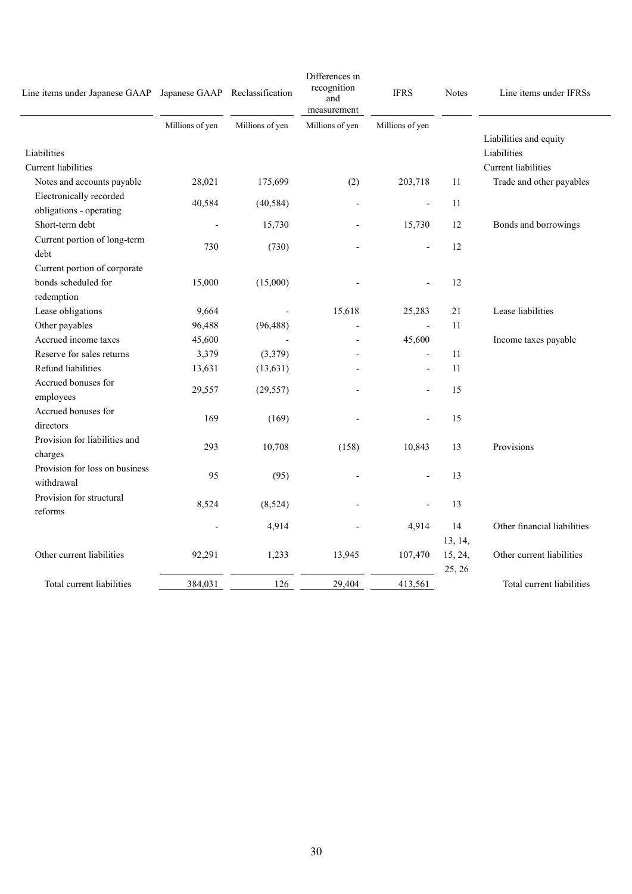| Line items under Japanese GAAP | Japanese GAAP | Reclassification | Differences in recognition and measurement | IFRS | Notes | Line items under IFRSs |
|---|---|---|---|---|---|---|
| | Millions of yen | Millions of yen | Millions of yen | Millions of yen | | |
| | | | | | | Liabilities and equity |
| Liabilities | | | | | | Liabilities |
| Current liabilities | | | | | | Current liabilities |
| Notes and accounts payable | 28,021 | 175,699 | (2) | 203,718 | 11 | Trade and other payables |
| Electronically recorded obligations - operating | 40,584 | (40,584) | - | - | 11 | |
| Short-term debt | - | 15,730 | - | 15,730 | 12 | Bonds and borrowings |
| Current portion of long-term debt | 730 | (730) | - | - | 12 | |
| Current portion of corporate bonds scheduled for redemption | 15,000 | (15,000) | - | - | 12 | |
| Lease obligations | 9,664 | - | 15,618 | 25,283 | 21 | Lease liabilities |
| Other payables | 96,488 | (96,488) | - | - | 11 | |
| Accrued income taxes | 45,600 | - | - | 45,600 | | Income taxes payable |
| Reserve for sales returns | 3,379 | (3,379) | - | - | 11 | |
| Refund liabilities | 13,631 | (13,631) | - | - | 11 | |
| Accrued bonuses for employees | 29,557 | (29,557) | - | - | 15 | |
| Accrued bonuses for directors | 169 | (169) | - | - | 15 | |
| Provision for liabilities and charges | 293 | 10,708 | (158) | 10,843 | 13 | Provisions |
| Provision for loss on business withdrawal | 95 | (95) | - | - | 13 | |
| Provision for structural reforms | 8,524 | (8,524) | - | - | 13 | |
| | - | 4,914 | - | 4,914 | 14 | Other financial liabilities |
| Other current liabilities | 92,291 | 1,233 | 13,945 | 107,470 | 13, 14, 15, 24, 25, 26 | Other current liabilities |
| Total current liabilities | 384,031 | 126 | 29,404 | 413,561 | | Total current liabilities |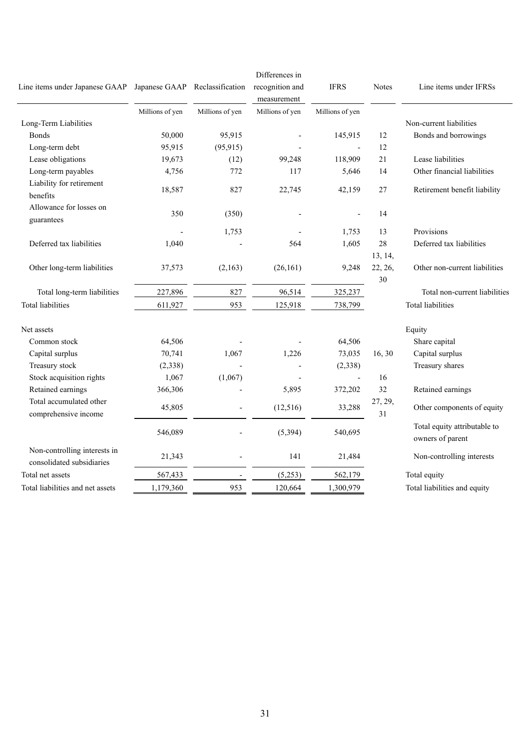| Line items under Japanese GAAP | Japanese GAAP | Reclassification | Differences in recognition and measurement | IFRS | Notes | Line items under IFRSs |
|---|---|---|---|---|---|---|
| | Millions of yen | Millions of yen | Millions of yen | Millions of yen | | |
| Long-Term Liabilities | | | | | | Non-current liabilities |
| Bonds | 50,000 | 95,915 | - | 145,915 | 12 | Bonds and borrowings |
| Long-term debt | 95,915 | (95,915) | - | - | 12 | |
| Lease obligations | 19,673 | (12) | 99,248 | 118,909 | 21 | Lease liabilities |
| Long-term payables | 4,756 | 772 | 117 | 5,646 | 14 | Other financial liabilities |
| Liability for retirement benefits | 18,587 | 827 | 22,745 | 42,159 | 27 | Retirement benefit liability |
| Allowance for losses on guarantees | 350 | (350) | - | - | 14 | |
| | - | 1,753 | - | 1,753 | 13 | Provisions |
| Deferred tax liabilities | 1,040 | - | 564 | 1,605 | 28 | Deferred tax liabilities |
| Other long-term liabilities | 37,573 | (2,163) | (26,161) | 9,248 | 13, 14, 22, 26, 30 | Other non-current liabilities |
| Total long-term liabilities | 227,896 | 827 | 96,514 | 325,237 | | Total non-current liabilities |
| Total liabilities | 611,927 | 953 | 125,918 | 738,799 | | Total liabilities |
| | | | | | | |
| Net assets | | | | | | Equity |
| Common stock | 64,506 | - | - | 64,506 | | Share capital |
| Capital surplus | 70,741 | 1,067 | 1,226 | 73,035 | 16, 30 | Capital surplus |
| Treasury stock | (2,338) | - | - | (2,338) | | Treasury shares |
| Stock acquisition rights | 1,067 | (1,067) | - | - | 16 | |
| Retained earnings | 366,306 | - | 5,895 | 372,202 | 32 | Retained earnings |
| Total accumulated other comprehensive income | 45,805 | - | (12,516) | 33,288 | 27, 29, 31 | Other components of equity |
| | 546,089 | - | (5,394) | 540,695 | | Total equity attributable to owners of parent |
| Non-controlling interests in consolidated subsidiaries | 21,343 | - | 141 | 21,484 | | Non-controlling interests |
| Total net assets | 567,433 | - | (5,253) | 562,179 | | Total equity |
| Total liabilities and net assets | 1,179,360 | 953 | 120,664 | 1,300,979 | | Total liabilities and equity |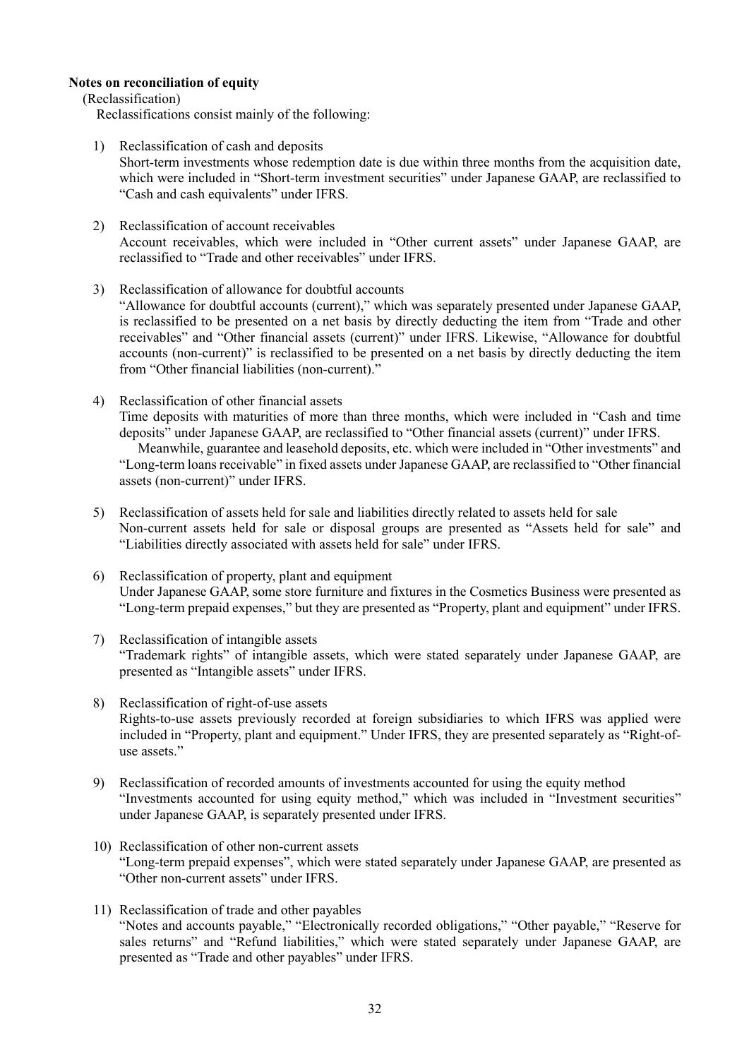**Notes on reconciliation of equity**

(Reclassification)

Reclassifications consist mainly of the following:

1) Reclassification of cash and deposits
Short-term investments whose redemption date is due within three months from the acquisition date, which were included in "Short-term investment securities" under Japanese GAAP, are reclassified to "Cash and cash equivalents" under IFRS.

2) Reclassification of account receivables
Account receivables, which were included in "Other current assets" under Japanese GAAP, are reclassified to "Trade and other receivables" under IFRS.

3) Reclassification of allowance for doubtful accounts
"Allowance for doubtful accounts (current)," which was separately presented under Japanese GAAP, is reclassified to be presented on a net basis by directly deducting the item from "Trade and other receivables" and "Other financial assets (current)" under IFRS. Likewise, "Allowance for doubtful accounts (non-current)" is reclassified to be presented on a net basis by directly deducting the item from "Other financial liabilities (non-current)."

4) Reclassification of other financial assets
Time deposits with maturities of more than three months, which were included in "Cash and time deposits" under Japanese GAAP, are reclassified to "Other financial assets (current)" under IFRS.
Meanwhile, guarantee and leasehold deposits, etc. which were included in "Other investments" and "Long-term loans receivable" in fixed assets under Japanese GAAP, are reclassified to "Other financial assets (non-current)" under IFRS.

5) Reclassification of assets held for sale and liabilities directly related to assets held for sale
Non-current assets held for sale or disposal groups are presented as "Assets held for sale" and "Liabilities directly associated with assets held for sale" under IFRS.

6) Reclassification of property, plant and equipment
Under Japanese GAAP, some store furniture and fixtures in the Cosmetics Business were presented as "Long-term prepaid expenses," but they are presented as "Property, plant and equipment" under IFRS.

7) Reclassification of intangible assets
"Trademark rights" of intangible assets, which were stated separately under Japanese GAAP, are presented as "Intangible assets" under IFRS.

8) Reclassification of right-of-use assets
Rights-to-use assets previously recorded at foreign subsidiaries to which IFRS was applied were included in "Property, plant and equipment." Under IFRS, they are presented separately as "Right-of-use assets."

9) Reclassification of recorded amounts of investments accounted for using the equity method
"Investments accounted for using equity method," which was included in "Investment securities" under Japanese GAAP, is separately presented under IFRS.

10) Reclassification of other non-current assets
"Long-term prepaid expenses", which were stated separately under Japanese GAAP, are presented as "Other non-current assets" under IFRS.

11) Reclassification of trade and other payables
"Notes and accounts payable," "Electronically recorded obligations," "Other payable," "Reserve for sales returns" and "Refund liabilities," which were stated separately under Japanese GAAP, are presented as "Trade and other payables" under IFRS.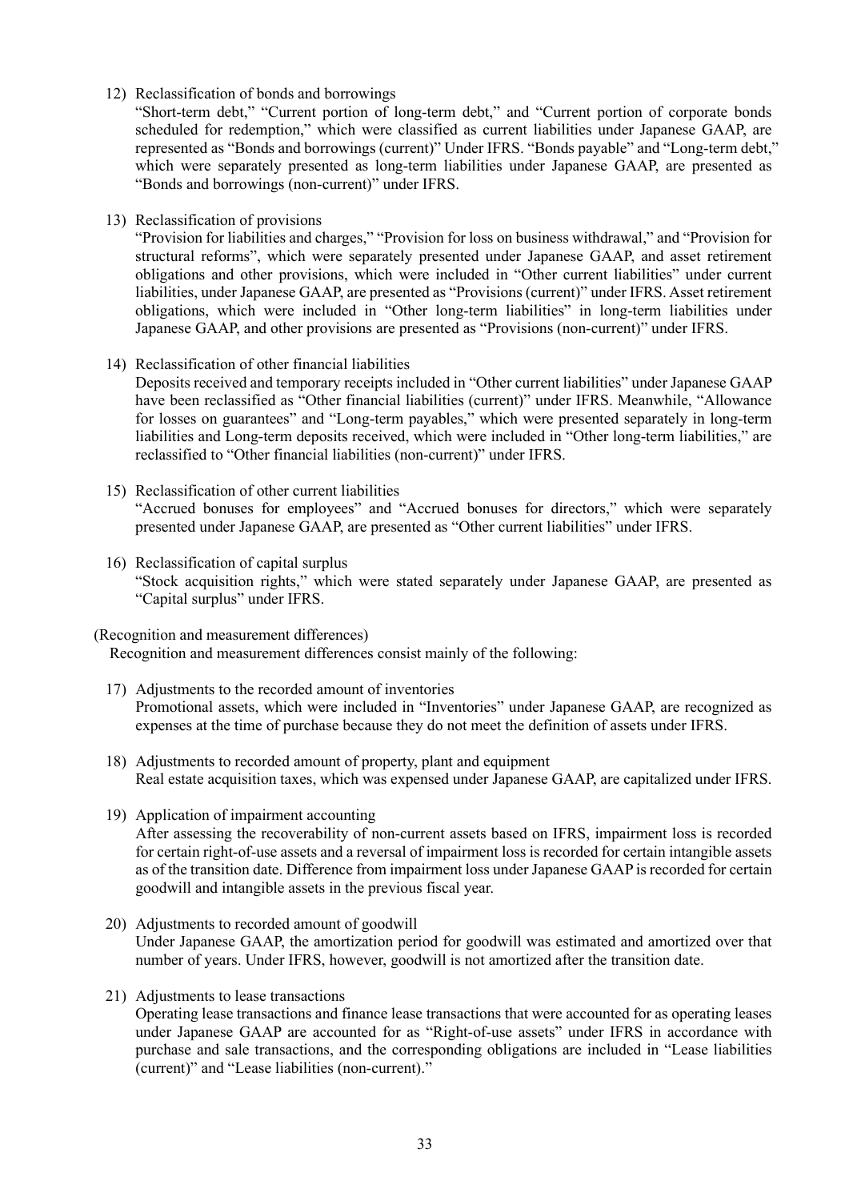12) Reclassification of bonds and borrowings

"Short-term debt," "Current portion of long-term debt," and "Current portion of corporate bonds scheduled for redemption," which were classified as current liabilities under Japanese GAAP, are represented as "Bonds and borrowings (current)" Under IFRS. "Bonds payable" and "Long-term debt," which were separately presented as long-term liabilities under Japanese GAAP, are presented as "Bonds and borrowings (non-current)" under IFRS.

13) Reclassification of provisions

"Provision for liabilities and charges," "Provision for loss on business withdrawal," and "Provision for structural reforms", which were separately presented under Japanese GAAP, and asset retirement obligations and other provisions, which were included in "Other current liabilities" under current liabilities, under Japanese GAAP, are presented as "Provisions (current)" under IFRS. Asset retirement obligations, which were included in "Other long-term liabilities" in long-term liabilities under Japanese GAAP, and other provisions are presented as "Provisions (non-current)" under IFRS.

14) Reclassification of other financial liabilities

Deposits received and temporary receipts included in "Other current liabilities" under Japanese GAAP have been reclassified as "Other financial liabilities (current)" under IFRS. Meanwhile, "Allowance for losses on guarantees" and "Long-term payables," which were presented separately in long-term liabilities and Long-term deposits received, which were included in "Other long-term liabilities," are reclassified to "Other financial liabilities (non-current)" under IFRS.

15) Reclassification of other current liabilities

"Accrued bonuses for employees" and "Accrued bonuses for directors," which were separately presented under Japanese GAAP, are presented as "Other current liabilities" under IFRS.

16) Reclassification of capital surplus

"Stock acquisition rights," which were stated separately under Japanese GAAP, are presented as "Capital surplus" under IFRS.

(Recognition and measurement differences)

Recognition and measurement differences consist mainly of the following:

17) Adjustments to the recorded amount of inventories

Promotional assets, which were included in "Inventories" under Japanese GAAP, are recognized as expenses at the time of purchase because they do not meet the definition of assets under IFRS.

18) Adjustments to recorded amount of property, plant and equipment

Real estate acquisition taxes, which was expensed under Japanese GAAP, are capitalized under IFRS.

19) Application of impairment accounting

After assessing the recoverability of non-current assets based on IFRS, impairment loss is recorded for certain right-of-use assets and a reversal of impairment loss is recorded for certain intangible assets as of the transition date. Difference from impairment loss under Japanese GAAP is recorded for certain goodwill and intangible assets in the previous fiscal year.

20) Adjustments to recorded amount of goodwill

Under Japanese GAAP, the amortization period for goodwill was estimated and amortized over that number of years. Under IFRS, however, goodwill is not amortized after the transition date.

21) Adjustments to lease transactions

Operating lease transactions and finance lease transactions that were accounted for as operating leases under Japanese GAAP are accounted for as "Right-of-use assets" under IFRS in accordance with purchase and sale transactions, and the corresponding obligations are included in "Lease liabilities (current)" and "Lease liabilities (non-current)."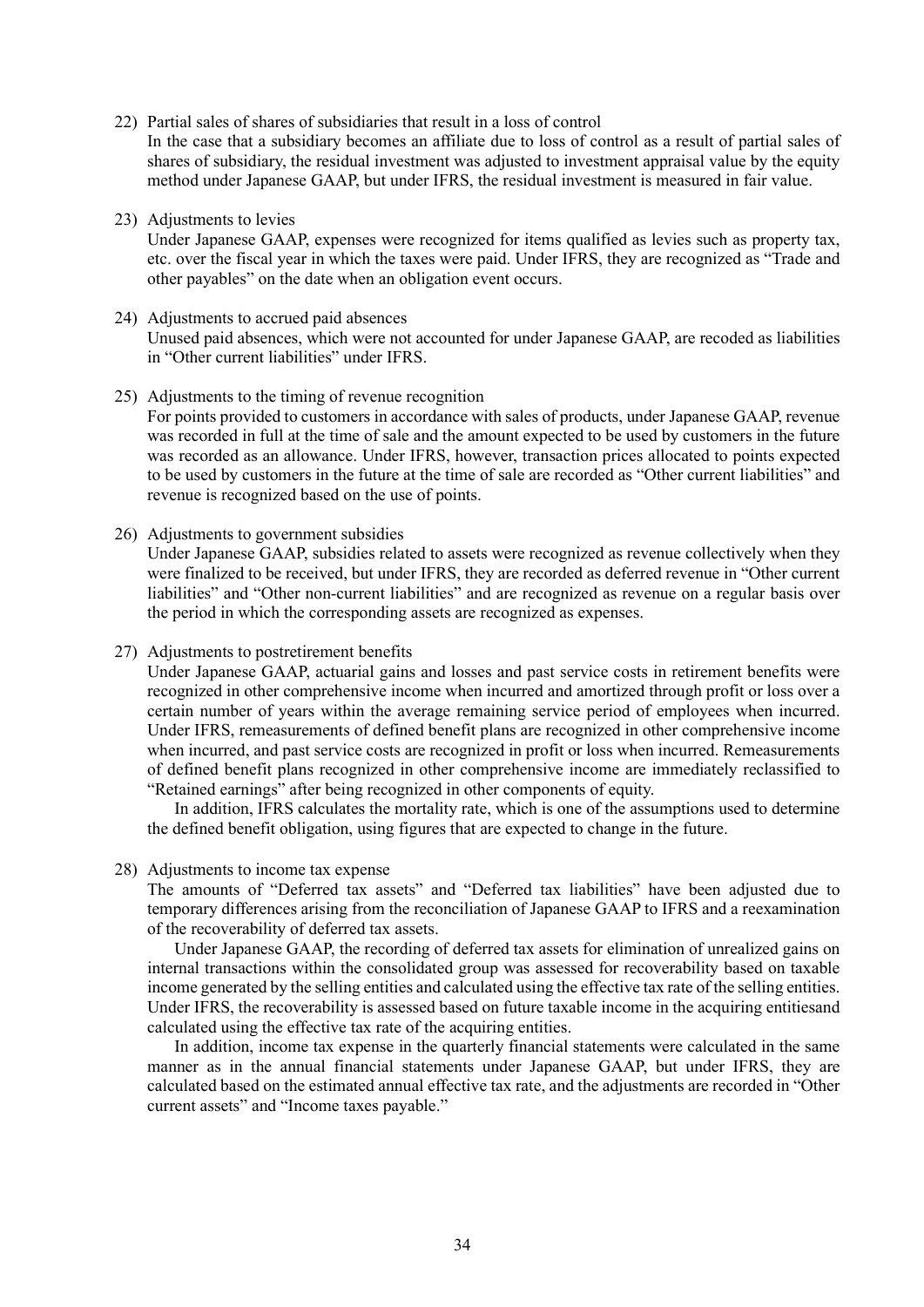22) Partial sales of shares of subsidiaries that result in a loss of control

In the case that a subsidiary becomes an affiliate due to loss of control as a result of partial sales of shares of subsidiary, the residual investment was adjusted to investment appraisal value by the equity method under Japanese GAAP, but under IFRS, the residual investment is measured in fair value.

23) Adjustments to levies

Under Japanese GAAP, expenses were recognized for items qualified as levies such as property tax, etc. over the fiscal year in which the taxes were paid. Under IFRS, they are recognized as "Trade and other payables" on the date when an obligation event occurs.

24) Adjustments to accrued paid absences

Unused paid absences, which were not accounted for under Japanese GAAP, are recoded as liabilities in "Other current liabilities" under IFRS.

25) Adjustments to the timing of revenue recognition

For points provided to customers in accordance with sales of products, under Japanese GAAP, revenue was recorded in full at the time of sale and the amount expected to be used by customers in the future was recorded as an allowance. Under IFRS, however, transaction prices allocated to points expected to be used by customers in the future at the time of sale are recorded as "Other current liabilities" and revenue is recognized based on the use of points.

26) Adjustments to government subsidies

Under Japanese GAAP, subsidies related to assets were recognized as revenue collectively when they were finalized to be received, but under IFRS, they are recorded as deferred revenue in "Other current liabilities" and "Other non-current liabilities" and are recognized as revenue on a regular basis over the period in which the corresponding assets are recognized as expenses.

27) Adjustments to postretirement benefits

Under Japanese GAAP, actuarial gains and losses and past service costs in retirement benefits were recognized in other comprehensive income when incurred and amortized through profit or loss over a certain number of years within the average remaining service period of employees when incurred. Under IFRS, remeasurements of defined benefit plans are recognized in other comprehensive income when incurred, and past service costs are recognized in profit or loss when incurred. Remeasurements of defined benefit plans recognized in other comprehensive income are immediately reclassified to "Retained earnings" after being recognized in other components of equity.

In addition, IFRS calculates the mortality rate, which is one of the assumptions used to determine the defined benefit obligation, using figures that are expected to change in the future.

28) Adjustments to income tax expense

The amounts of "Deferred tax assets" and "Deferred tax liabilities" have been adjusted due to temporary differences arising from the reconciliation of Japanese GAAP to IFRS and a reexamination of the recoverability of deferred tax assets.

Under Japanese GAAP, the recording of deferred tax assets for elimination of unrealized gains on internal transactions within the consolidated group was assessed for recoverability based on taxable income generated by the selling entities and calculated using the effective tax rate of the selling entities. Under IFRS, the recoverability is assessed based on future taxable income in the acquiring entitiesand calculated using the effective tax rate of the acquiring entities.

In addition, income tax expense in the quarterly financial statements were calculated in the same manner as in the annual financial statements under Japanese GAAP, but under IFRS, they are calculated based on the estimated annual effective tax rate, and the adjustments are recorded in "Other current assets" and "Income taxes payable."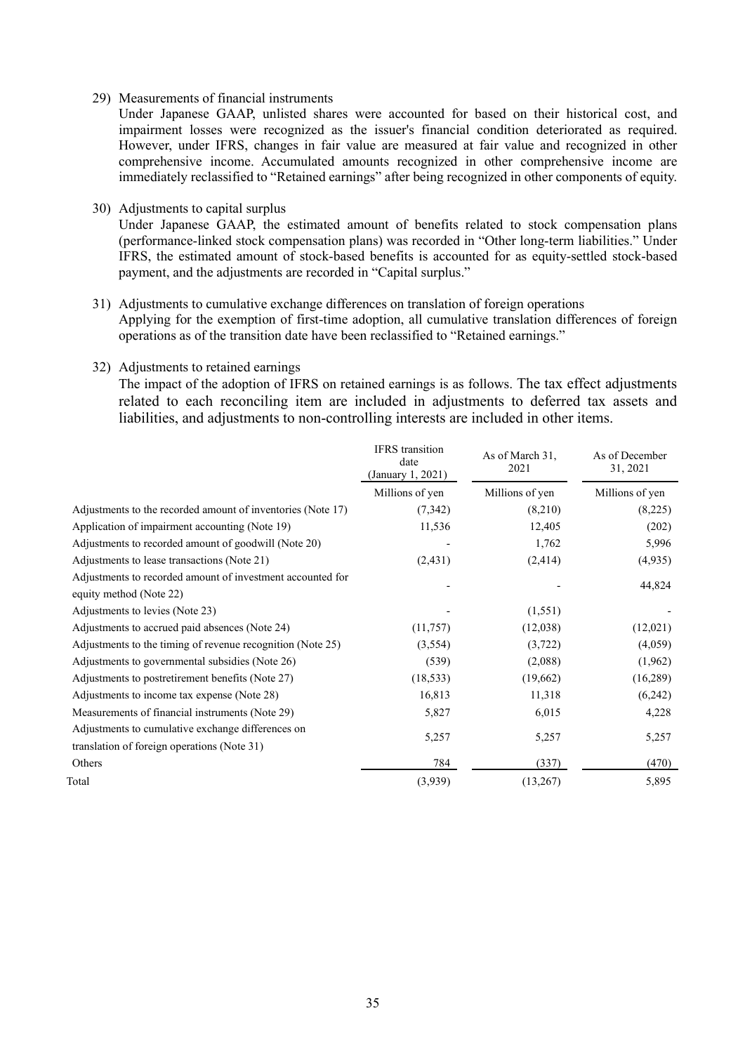29) Measurements of financial instruments

Under Japanese GAAP, unlisted shares were accounted for based on their historical cost, and impairment losses were recognized as the issuer's financial condition deteriorated as required. However, under IFRS, changes in fair value are measured at fair value and recognized in other comprehensive income. Accumulated amounts recognized in other comprehensive income are immediately reclassified to "Retained earnings" after being recognized in other components of equity.

30) Adjustments to capital surplus

Under Japanese GAAP, the estimated amount of benefits related to stock compensation plans (performance-linked stock compensation plans) was recorded in "Other long-term liabilities." Under IFRS, the estimated amount of stock-based benefits is accounted for as equity-settled stock-based payment, and the adjustments are recorded in "Capital surplus."

31) Adjustments to cumulative exchange differences on translation of foreign operations

Applying for the exemption of first-time adoption, all cumulative translation differences of foreign operations as of the transition date have been reclassified to "Retained earnings."

32) Adjustments to retained earnings

The impact of the adoption of IFRS on retained earnings is as follows. The tax effect adjustments related to each reconciling item are included in adjustments to deferred tax assets and liabilities, and adjustments to non-controlling interests are included in other items.

| | IFRS transition date (January 1, 2021) | As of March 31, 2021 | As of December 31, 2021 |
|---|---|---|---|
| | Millions of yen | Millions of yen | Millions of yen |
| Adjustments to the recorded amount of inventories (Note 17) | (7,342) | (8,210) | (8,225) |
| Application of impairment accounting (Note 19) | 11,536 | 12,405 | (202) |
| Adjustments to recorded amount of goodwill (Note 20) | - | 1,762 | 5,996 |
| Adjustments to lease transactions (Note 21) | (2,431) | (2,414) | (4,935) |
| Adjustments to recorded amount of investment accounted for equity method (Note 22) | - | - | 44,824 |
| Adjustments to levies (Note 23) | - | (1,551) | - |
| Adjustments to accrued paid absences (Note 24) | (11,757) | (12,038) | (12,021) |
| Adjustments to the timing of revenue recognition (Note 25) | (3,554) | (3,722) | (4,059) |
| Adjustments to governmental subsidies (Note 26) | (539) | (2,088) | (1,962) |
| Adjustments to postretirement benefits (Note 27) | (18,533) | (19,662) | (16,289) |
| Adjustments to income tax expense (Note 28) | 16,813 | 11,318 | (6,242) |
| Measurements of financial instruments (Note 29) | 5,827 | 6,015 | 4,228 |
| Adjustments to cumulative exchange differences on translation of foreign operations (Note 31) | 5,257 | 5,257 | 5,257 |
| Others | 784 | (337) | (470) |
| Total | (3,939) | (13,267) | 5,895 |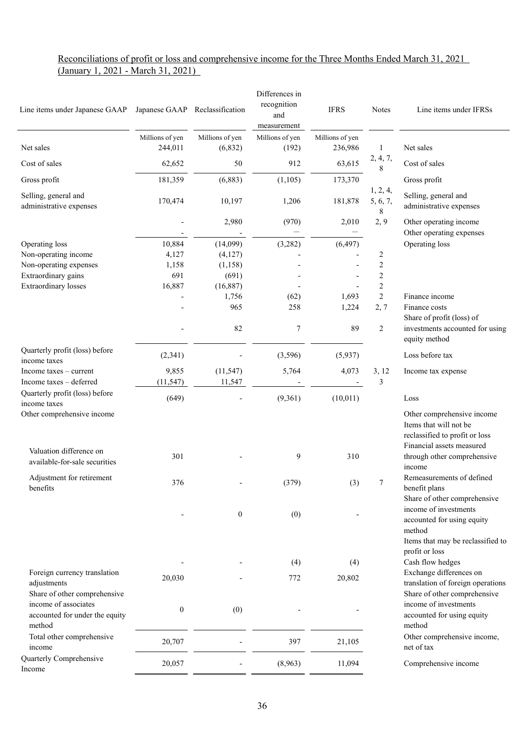Reconciliations of profit or loss and comprehensive income for the Three Months Ended March 31, 2021 (January 1, 2021 - March 31, 2021)

| Line items under Japanese GAAP | Japanese GAAP | Reclassification | Differences in recognition and measurement | IFRS | Notes | Line items under IFRSs |
|---|---|---|---|---|---|---|
| | Millions of yen | Millions of yen | Millions of yen | Millions of yen | | |
| Net sales | 244,011 | (6,832) | (192) | 236,986 | 1 | Net sales |
| Cost of sales | 62,652 | 50 | 912 | 63,615 | 2, 4, 7, 8 | Cost of sales |
| Gross profit | 181,359 | (6,883) | (1,105) | 173,370 | | Gross profit |
| Selling, general and administrative expenses | 170,474 | 10,197 | 1,206 | 181,878 | 1, 2, 4, 5, 6, 7, 8 | Selling, general and administrative expenses |
| | - | 2,980 | (970) | 2,010 | 2, 9 | Other operating income |
| | - | - | — | — | | Other operating expenses |
| Operating loss | 10,884 | (14,099) | (3,282) | (6,497) | | Operating loss |
| Non-operating income | 4,127 | (4,127) | - | - | 2 | |
| Non-operating expenses | 1,158 | (1,158) | - | - | 2 | |
| Extraordinary gains | 691 | (691) | - | - | 2 | |
| Extraordinary losses | 16,887 | (16,887) | - | - | 2 | |
| | - | 1,756 | (62) | 1,693 | 2 | Finance income |
| | - | 965 | 258 | 1,224 | 2, 7 | Finance costs |
| | - | 82 | 7 | 89 | 2 | Share of profit (loss) of investments accounted for using equity method |
| Quarterly profit (loss) before income taxes | (2,341) | - | (3,596) | (5,937) | | Loss before tax |
| Income taxes – current | 9,855 | (11,547) | 5,764 | 4,073 | 3, 12 | Income tax expense |
| Income taxes – deferred | (11,547) | 11,547 | - | - | 3 | |
| Quarterly profit (loss) before income taxes | (649) | - | (9,361) | (10,011) | | Loss |
| Other comprehensive income | | | | | | Other comprehensive income |
| | | | | | | Items that will not be reclassified to profit or loss |
| Valuation difference on available-for-sale securities | 301 | - | 9 | 310 | | Financial assets measured through other comprehensive income |
| Adjustment for retirement benefits | 376 | - | (379) | (3) | 7 | Remeasurements of defined benefit plans |
| | - | 0 | (0) | - | | Share of other comprehensive income of investments accounted for using equity method |
| | | | | | | Items that may be reclassified to profit or loss |
| | - | - | (4) | (4) | | Cash flow hedges |
| Foreign currency translation adjustments | 20,030 | - | 772 | 20,802 | | Exchange differences on translation of foreign operations |
| Share of other comprehensive income of associates accounted for under the equity method | 0 | (0) | - | - | | Share of other comprehensive income of investments accounted for using equity method |
| Total other comprehensive income | 20,707 | - | 397 | 21,105 | | Other comprehensive income, net of tax |
| Quarterly Comprehensive Income | 20,057 | - | (8,963) | 11,094 | | Comprehensive income |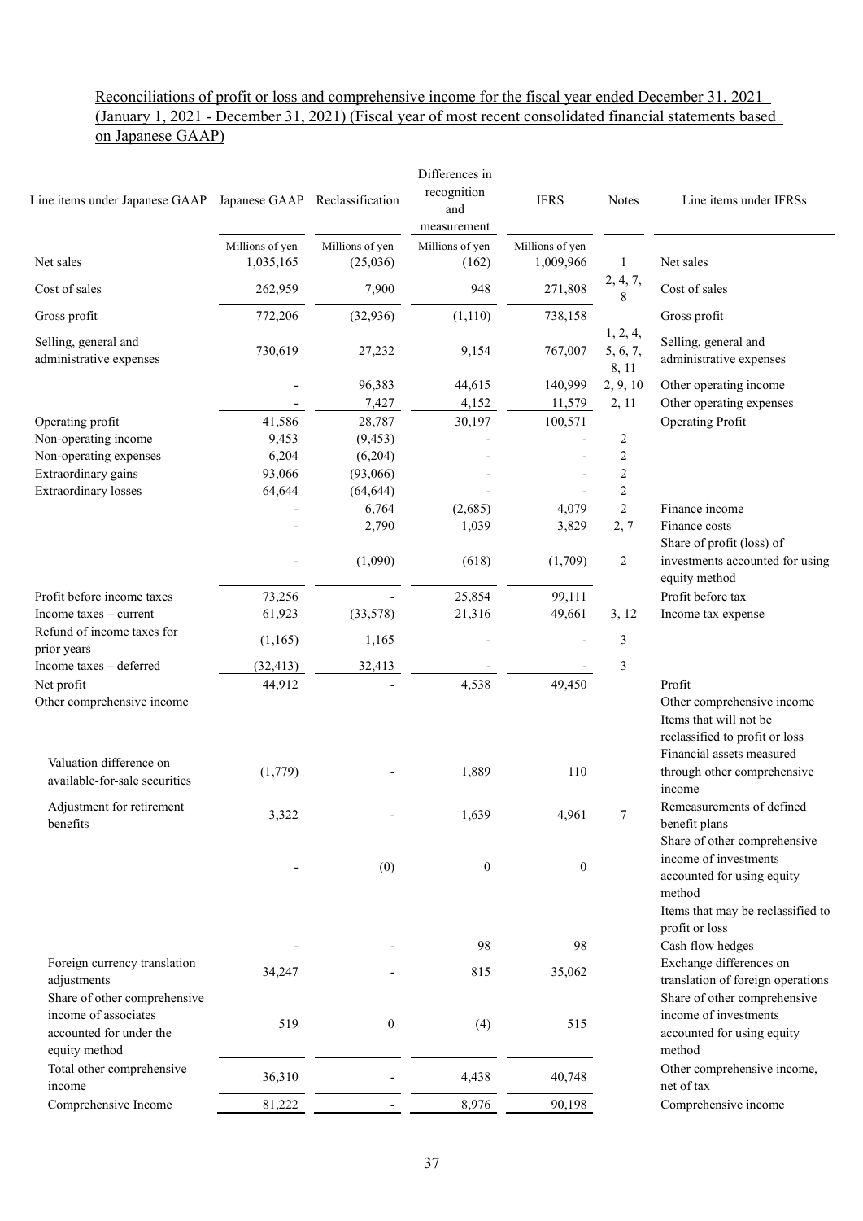Reconciliations of profit or loss and comprehensive income for the fiscal year ended December 31, 2021 (January 1, 2021 - December 31, 2021) (Fiscal year of most recent consolidated financial statements based on Japanese GAAP)

| Line items under Japanese GAAP | Japanese GAAP | Reclassification | Differences in recognition and measurement | IFRS | Notes | Line items under IFRSs |
|---|---|---|---|---|---|---|
| | Millions of yen | Millions of yen | Millions of yen | Millions of yen | | |
| Net sales | 1,035,165 | (25,036) | (162) | 1,009,966 | 1 | Net sales |
| Cost of sales | 262,959 | 7,900 | 948 | 271,808 | 2, 4, 7, 8 | Cost of sales |
| Gross profit | 772,206 | (32,936) | (1,110) | 738,158 | | Gross profit |
| Selling, general and administrative expenses | 730,619 | 27,232 | 9,154 | 767,007 | 1, 2, 4, 5, 6, 7, 8, 11 | Selling, general and administrative expenses |
| | - | 96,383 | 44,615 | 140,999 | 2, 9, 10 | Other operating income |
| | - | 7,427 | 4,152 | 11,579 | 2, 11 | Other operating expenses |
| Operating profit | 41,586 | 28,787 | 30,197 | 100,571 | | Operating Profit |
| Non-operating income | 9,453 | (9,453) | - | - | 2 | |
| Non-operating expenses | 6,204 | (6,204) | - | - | 2 | |
| Extraordinary gains | 93,066 | (93,066) | - | - | 2 | |
| Extraordinary losses | 64,644 | (64,644) | - | - | 2 | |
| | - | 6,764 | (2,685) | 4,079 | 2 | Finance income |
| | - | 2,790 | 1,039 | 3,829 | 2, 7 | Finance costs |
| | - | (1,090) | (618) | (1,709) | 2 | Share of profit (loss) of investments accounted for using equity method |
| Profit before income taxes | 73,256 | - | 25,854 | 99,111 | | Profit before tax |
| Income taxes – current | 61,923 | (33,578) | 21,316 | 49,661 | 3, 12 | Income tax expense |
| Refund of income taxes for prior years | (1,165) | 1,165 | - | - | 3 | |
| Income taxes – deferred | (32,413) | 32,413 | - | - | 3 | |
| Net profit | 44,912 | - | 4,538 | 49,450 | | Profit |
| Other comprehensive income | | | | | | Other comprehensive income |
| | | | | | | Items that will not be reclassified to profit or loss |
| Valuation difference on available-for-sale securities | (1,779) | - | 1,889 | 110 | | Financial assets measured through other comprehensive income |
| Adjustment for retirement benefits | 3,322 | - | 1,639 | 4,961 | 7 | Remeasurements of defined benefit plans |
| | - | (0) | 0 | 0 | | Share of other comprehensive income of investments accounted for using equity method |
| | | | | | | Items that may be reclassified to profit or loss |
| | - | - | 98 | 98 | | Cash flow hedges |
| Foreign currency translation adjustments | 34,247 | - | 815 | 35,062 | | Exchange differences on translation of foreign operations |
| Share of other comprehensive income of associates accounted for under the equity method | 519 | 0 | (4) | 515 | | Share of other comprehensive income of investments accounted for using equity method |
| Total other comprehensive income | 36,310 | - | 4,438 | 40,748 | | Other comprehensive income, net of tax |
| Comprehensive Income | 81,222 | - | 8,976 | 90,198 | | Comprehensive income |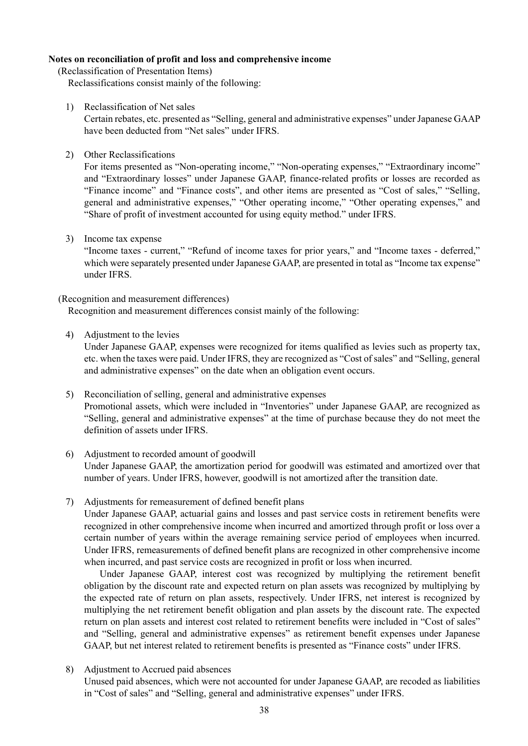**Notes on reconciliation of profit and loss and comprehensive income**

(Reclassification of Presentation Items)

Reclassifications consist mainly of the following:

1) Reclassification of Net sales

   Certain rebates, etc. presented as "Selling, general and administrative expenses" under Japanese GAAP have been deducted from "Net sales" under IFRS.

2) Other Reclassifications

   For items presented as "Non-operating income," "Non-operating expenses," "Extraordinary income" and "Extraordinary losses" under Japanese GAAP, finance-related profits or losses are recorded as "Finance income" and "Finance costs", and other items are presented as "Cost of sales," "Selling, general and administrative expenses," "Other operating income," "Other operating expenses," and "Share of profit of investment accounted for using equity method." under IFRS.

3) Income tax expense

   "Income taxes - current," "Refund of income taxes for prior years," and "Income taxes - deferred," which were separately presented under Japanese GAAP, are presented in total as "Income tax expense" under IFRS.

(Recognition and measurement differences)

Recognition and measurement differences consist mainly of the following:

4) Adjustment to the levies

   Under Japanese GAAP, expenses were recognized for items qualified as levies such as property tax, etc. when the taxes were paid. Under IFRS, they are recognized as "Cost of sales" and "Selling, general and administrative expenses" on the date when an obligation event occurs.

5) Reconciliation of selling, general and administrative expenses

   Promotional assets, which were included in "Inventories" under Japanese GAAP, are recognized as "Selling, general and administrative expenses" at the time of purchase because they do not meet the definition of assets under IFRS.

6) Adjustment to recorded amount of goodwill

   Under Japanese GAAP, the amortization period for goodwill was estimated and amortized over that number of years. Under IFRS, however, goodwill is not amortized after the transition date.

7) Adjustments for remeasurement of defined benefit plans

   Under Japanese GAAP, actuarial gains and losses and past service costs in retirement benefits were recognized in other comprehensive income when incurred and amortized through profit or loss over a certain number of years within the average remaining service period of employees when incurred. Under IFRS, remeasurements of defined benefit plans are recognized in other comprehensive income when incurred, and past service costs are recognized in profit or loss when incurred.

   Under Japanese GAAP, interest cost was recognized by multiplying the retirement benefit obligation by the discount rate and expected return on plan assets was recognized by multiplying by the expected rate of return on plan assets, respectively. Under IFRS, net interest is recognized by multiplying the net retirement benefit obligation and plan assets by the discount rate. The expected return on plan assets and interest cost related to retirement benefits were included in "Cost of sales" and "Selling, general and administrative expenses" as retirement benefit expenses under Japanese GAAP, but net interest related to retirement benefits is presented as "Finance costs" under IFRS.

8) Adjustment to Accrued paid absences

   Unused paid absences, which were not accounted for under Japanese GAAP, are recoded as liabilities in "Cost of sales" and "Selling, general and administrative expenses" under IFRS.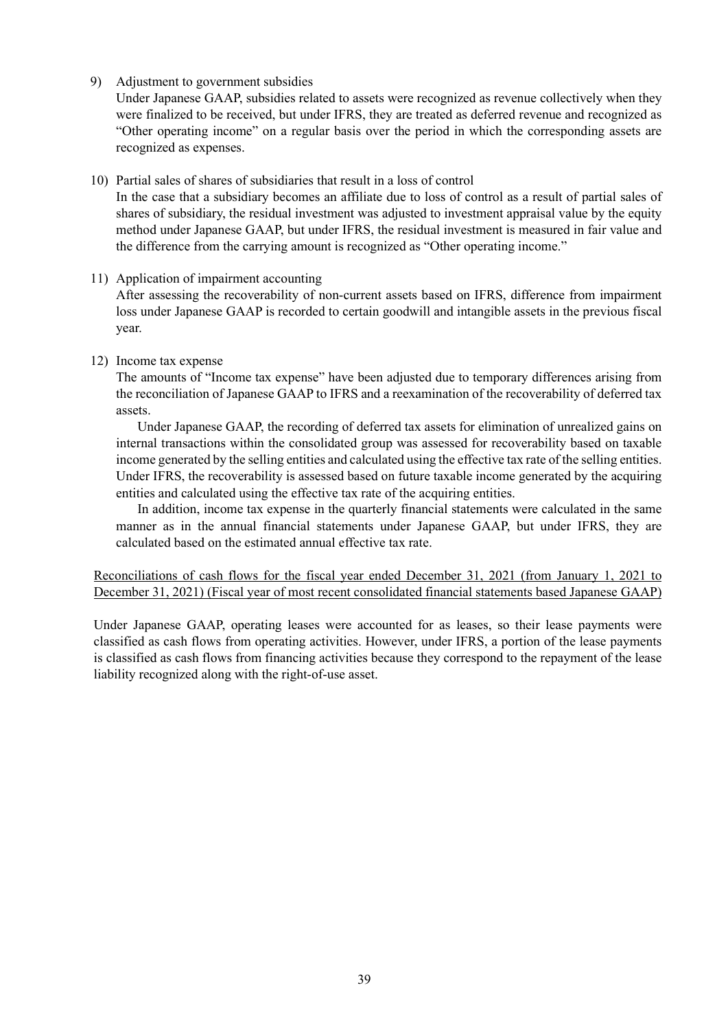9) Adjustment to government subsidies

Under Japanese GAAP, subsidies related to assets were recognized as revenue collectively when they were finalized to be received, but under IFRS, they are treated as deferred revenue and recognized as "Other operating income" on a regular basis over the period in which the corresponding assets are recognized as expenses.

10) Partial sales of shares of subsidiaries that result in a loss of control

In the case that a subsidiary becomes an affiliate due to loss of control as a result of partial sales of shares of subsidiary, the residual investment was adjusted to investment appraisal value by the equity method under Japanese GAAP, but under IFRS, the residual investment is measured in fair value and the difference from the carrying amount is recognized as "Other operating income."

11) Application of impairment accounting

After assessing the recoverability of non-current assets based on IFRS, difference from impairment loss under Japanese GAAP is recorded to certain goodwill and intangible assets in the previous fiscal year.

12) Income tax expense

The amounts of "Income tax expense" have been adjusted due to temporary differences arising from the reconciliation of Japanese GAAP to IFRS and a reexamination of the recoverability of deferred tax assets.

Under Japanese GAAP, the recording of deferred tax assets for elimination of unrealized gains on internal transactions within the consolidated group was assessed for recoverability based on taxable income generated by the selling entities and calculated using the effective tax rate of the selling entities. Under IFRS, the recoverability is assessed based on future taxable income generated by the acquiring entities and calculated using the effective tax rate of the acquiring entities.

In addition, income tax expense in the quarterly financial statements were calculated in the same manner as in the annual financial statements under Japanese GAAP, but under IFRS, they are calculated based on the estimated annual effective tax rate.

Reconciliations of cash flows for the fiscal year ended December 31, 2021 (from January 1, 2021 to December 31, 2021) (Fiscal year of most recent consolidated financial statements based Japanese GAAP)

Under Japanese GAAP, operating leases were accounted for as leases, so their lease payments were classified as cash flows from operating activities. However, under IFRS, a portion of the lease payments is classified as cash flows from financing activities because they correspond to the repayment of the lease liability recognized along with the right-of-use asset.